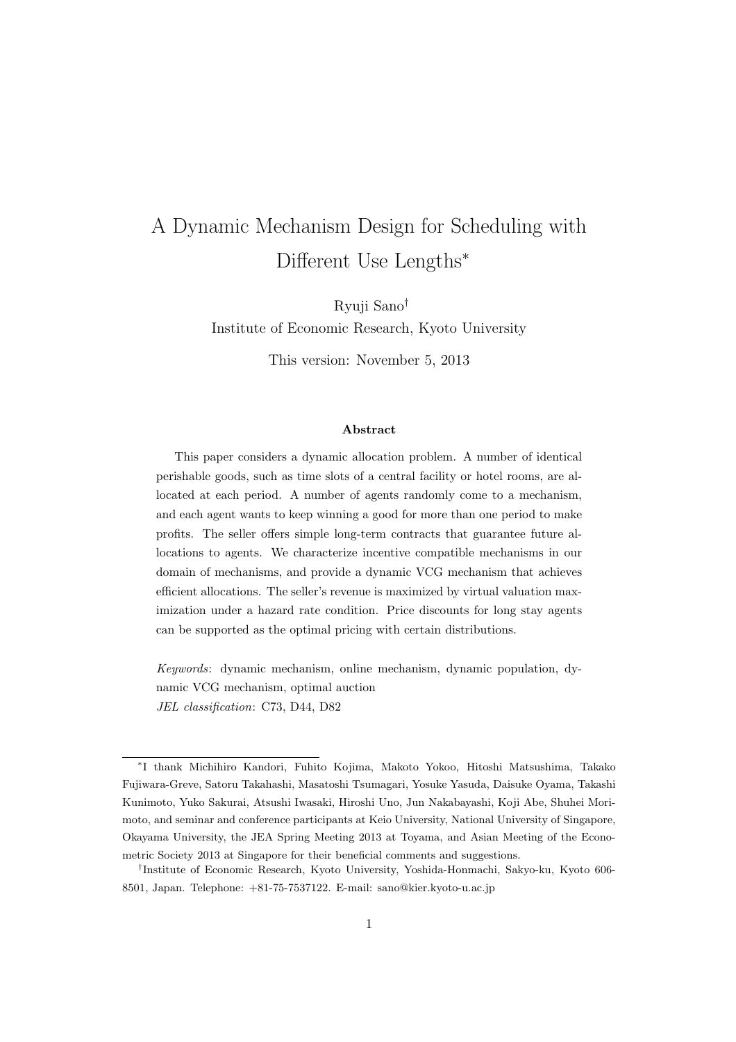# A Dynamic Mechanism Design for Scheduling with Different Use Lengths[*]

Ryuji Sano[†]

Institute of Economic Research, Kyoto University

This version: November 5, 2013

### Abstract

This paper considers a dynamic allocation problem. A number of identical perishable goods, such as time slots of a central facility or hotel rooms, are allocated at each period. A number of agents randomly come to a mechanism, and each agent wants to keep winning a good for more than one period to make profits. The seller offers simple long-term contracts that guarantee future allocations to agents. We characterize incentive compatible mechanisms in our domain of mechanisms, and provide a dynamic VCG mechanism that achieves efficient allocations. The seller's revenue is maximized by virtual valuation maximization under a hazard rate condition. Price discounts for long stay agents can be supported as the optimal pricing with certain distributions.

*Keywords*: dynamic mechanism, online mechanism, dynamic population, dynamic VCG mechanism, optimal auction

*JEL classification*: C73, D44, D82

---

[*] I thank Michihiro Kandori, Fuhito Kojima, Makoto Yokoo, Hitoshi Matsushima, Takako Fujiwara-Greve, Satoru Takahashi, Masatoshi Tsumagari, Yosuke Yasuda, Daisuke Oyama, Takashi Kunimoto, Yuko Sakurai, Atsushi Iwasaki, Hiroshi Uno, Jun Nakabayashi, Koji Abe, Shuhei Morimoto, and seminar and conference participants at Keio University, National University of Singapore, Okayama University, the JEA Spring Meeting 2013 at Toyama, and Asian Meeting of the Econometric Society 2013 at Singapore for their beneficial comments and suggestions.

[†] Institute of Economic Research, Kyoto University, Yoshida-Honmachi, Sakyo-ku, Kyoto 606-8501, Japan. Telephone: +81-75-7537122. E-mail: sano@kier.kyoto-u.ac.jp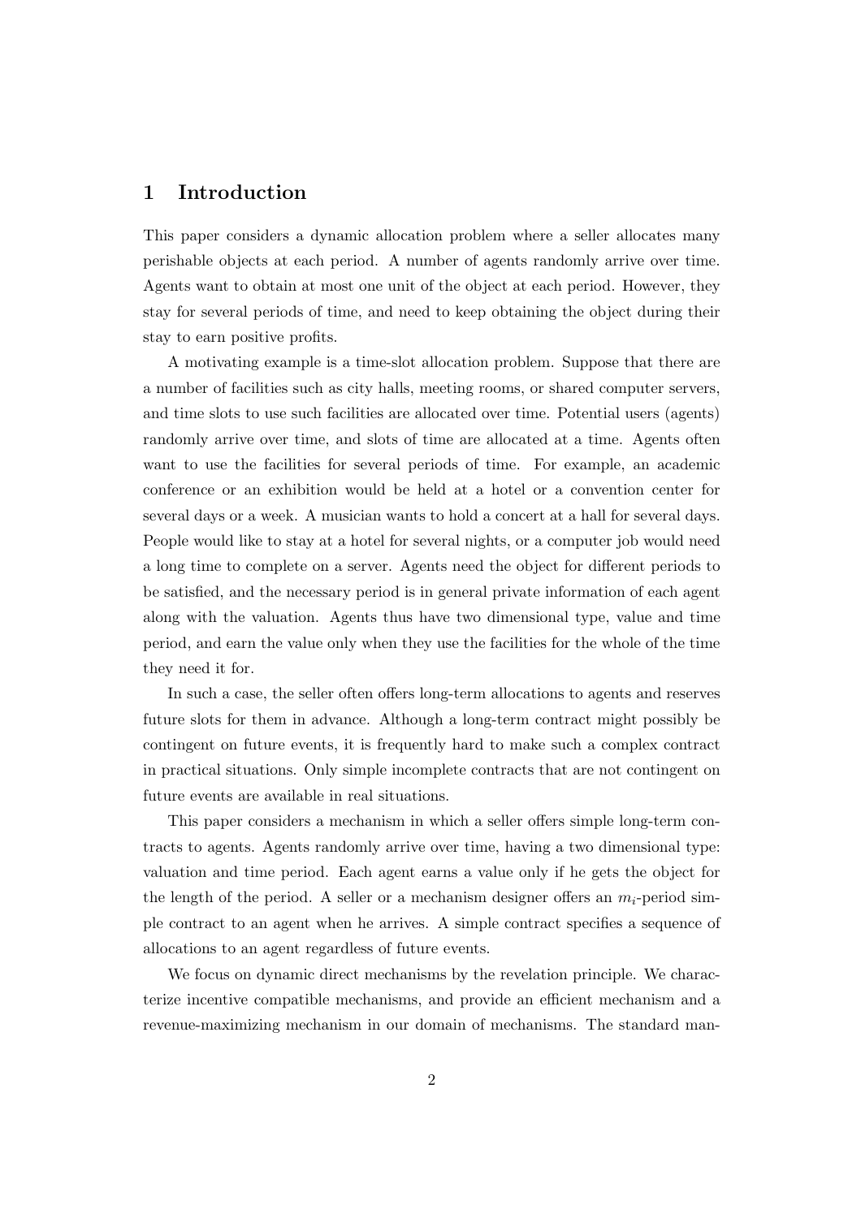## 1 Introduction

This paper considers a dynamic allocation problem where a seller allocates many perishable objects at each period. A number of agents randomly arrive over time. Agents want to obtain at most one unit of the object at each period. However, they stay for several periods of time, and need to keep obtaining the object during their stay to earn positive profits.

A motivating example is a time-slot allocation problem. Suppose that there are a number of facilities such as city halls, meeting rooms, or shared computer servers, and time slots to use such facilities are allocated over time. Potential users (agents) randomly arrive over time, and slots of time are allocated at a time. Agents often want to use the facilities for several periods of time. For example, an academic conference or an exhibition would be held at a hotel or a convention center for several days or a week. A musician wants to hold a concert at a hall for several days. People would like to stay at a hotel for several nights, or a computer job would need a long time to complete on a server. Agents need the object for different periods to be satisfied, and the necessary period is in general private information of each agent along with the valuation. Agents thus have two dimensional type, value and time period, and earn the value only when they use the facilities for the whole of the time they need it for.

In such a case, the seller often offers long-term allocations to agents and reserves future slots for them in advance. Although a long-term contract might possibly be contingent on future events, it is frequently hard to make such a complex contract in practical situations. Only simple incomplete contracts that are not contingent on future events are available in real situations.

This paper considers a mechanism in which a seller offers simple long-term contracts to agents. Agents randomly arrive over time, having a two dimensional type: valuation and time period. Each agent earns a value only if he gets the object for the length of the period. A seller or a mechanism designer offers an $m_i$-period simple contract to an agent when he arrives. A simple contract specifies a sequence of allocations to an agent regardless of future events.

We focus on dynamic direct mechanisms by the revelation principle. We characterize incentive compatible mechanisms, and provide an efficient mechanism and a revenue-maximizing mechanism in our domain of mechanisms. The standard man-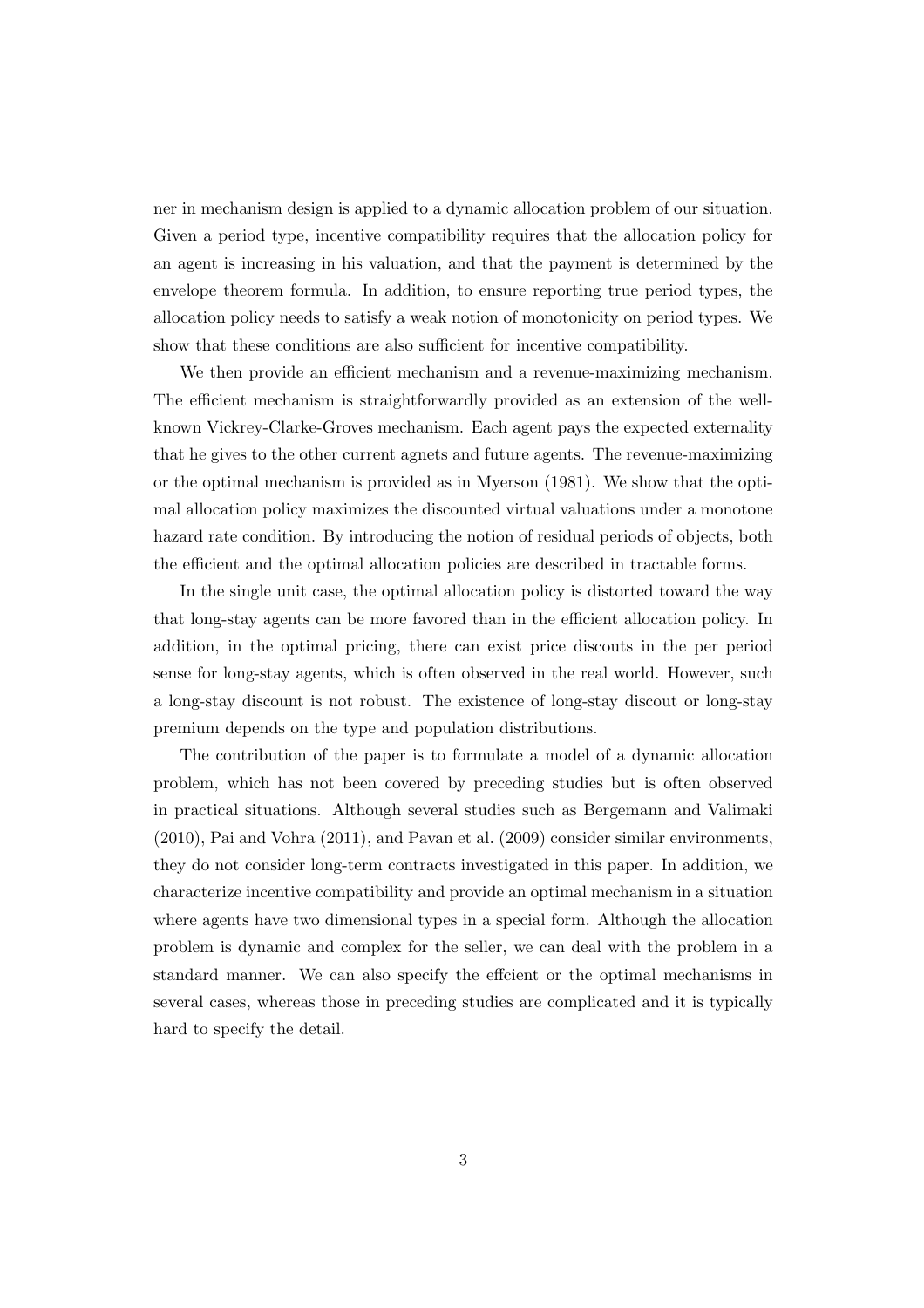ner in mechanism design is applied to a dynamic allocation problem of our situation. Given a period type, incentive compatibility requires that the allocation policy for an agent is increasing in his valuation, and that the payment is determined by the envelope theorem formula. In addition, to ensure reporting true period types, the allocation policy needs to satisfy a weak notion of monotonicity on period types. We show that these conditions are also sufficient for incentive compatibility.

We then provide an efficient mechanism and a revenue-maximizing mechanism. The efficient mechanism is straightforwardly provided as an extension of the well-known Vickrey-Clarke-Groves mechanism. Each agent pays the expected externality that he gives to the other current agnets and future agents. The revenue-maximizing or the optimal mechanism is provided as in Myerson (1981). We show that the optimal allocation policy maximizes the discounted virtual valuations under a monotone hazard rate condition. By introducing the notion of residual periods of objects, both the efficient and the optimal allocation policies are described in tractable forms.

In the single unit case, the optimal allocation policy is distorted toward the way that long-stay agents can be more favored than in the efficient allocation policy. In addition, in the optimal pricing, there can exist price discouts in the per period sense for long-stay agents, which is often observed in the real world. However, such a long-stay discount is not robust. The existence of long-stay discout or long-stay premium depends on the type and population distributions.

The contribution of the paper is to formulate a model of a dynamic allocation problem, which has not been covered by preceding studies but is often observed in practical situations. Although several studies such as Bergemann and Valimaki (2010), Pai and Vohra (2011), and Pavan et al. (2009) consider similar environments, they do not consider long-term contracts investigated in this paper. In addition, we characterize incentive compatibility and provide an optimal mechanism in a situation where agents have two dimensional types in a special form. Although the allocation problem is dynamic and complex for the seller, we can deal with the problem in a standard manner. We can also specify the effcient or the optimal mechanisms in several cases, whereas those in preceding studies are complicated and it is typically hard to specify the detail.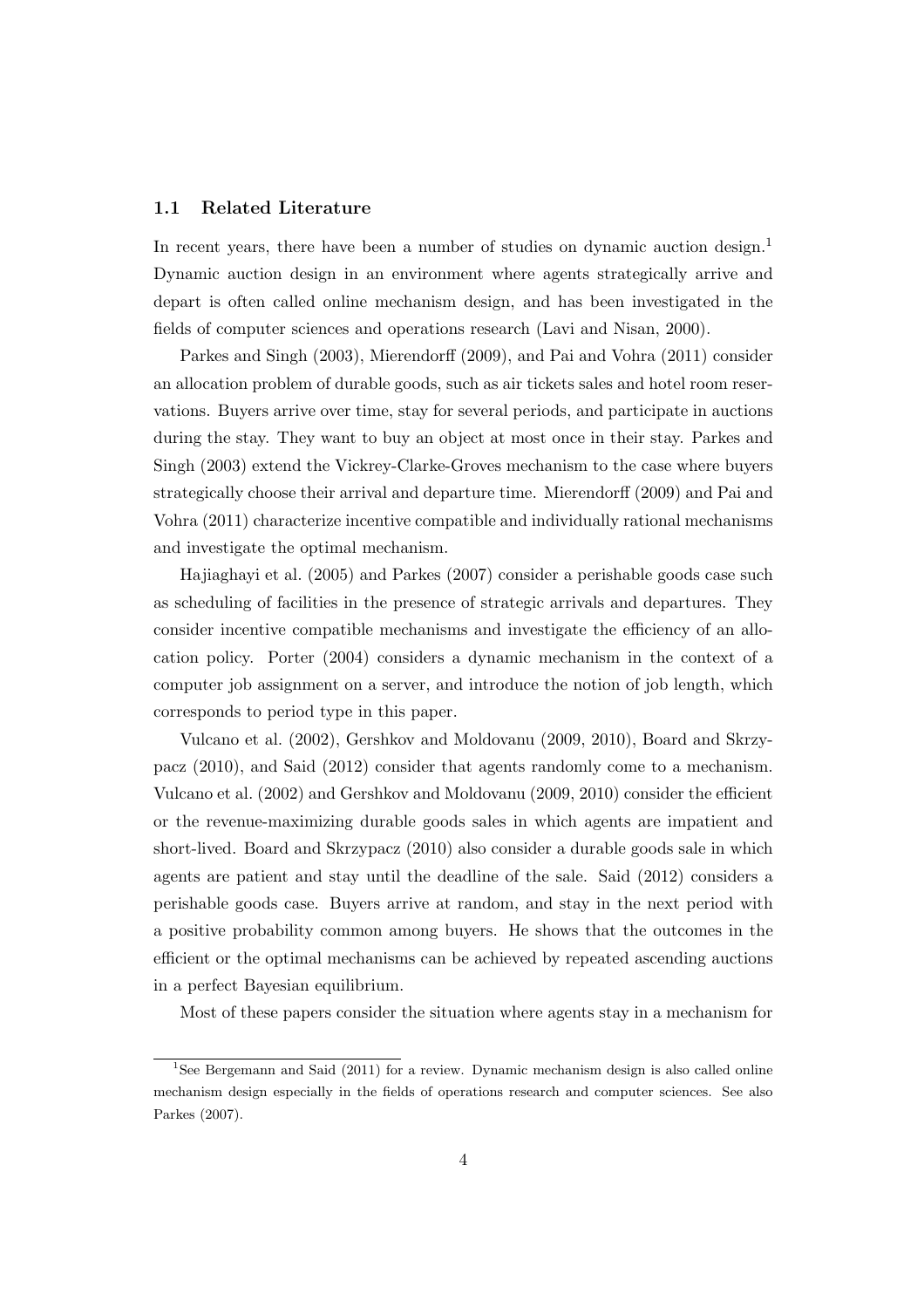### 1.1 Related Literature

In recent years, there have been a number of studies on dynamic auction design.[1] Dynamic auction design in an environment where agents strategically arrive and depart is often called online mechanism design, and has been investigated in the fields of computer sciences and operations research (Lavi and Nisan, 2000).

Parkes and Singh (2003), Mierendorff (2009), and Pai and Vohra (2011) consider an allocation problem of durable goods, such as air tickets sales and hotel room reservations. Buyers arrive over time, stay for several periods, and participate in auctions during the stay. They want to buy an object at most once in their stay. Parkes and Singh (2003) extend the Vickrey-Clarke-Groves mechanism to the case where buyers strategically choose their arrival and departure time. Mierendorff (2009) and Pai and Vohra (2011) characterize incentive compatible and individually rational mechanisms and investigate the optimal mechanism.

Hajiaghayi et al. (2005) and Parkes (2007) consider a perishable goods case such as scheduling of facilities in the presence of strategic arrivals and departures. They consider incentive compatible mechanisms and investigate the efficiency of an allocation policy. Porter (2004) considers a dynamic mechanism in the context of a computer job assignment on a server, and introduce the notion of job length, which corresponds to period type in this paper.

Vulcano et al. (2002), Gershkov and Moldovanu (2009, 2010), Board and Skrzypacz (2010), and Said (2012) consider that agents randomly come to a mechanism. Vulcano et al. (2002) and Gershkov and Moldovanu (2009, 2010) consider the efficient or the revenue-maximizing durable goods sales in which agents are impatient and short-lived. Board and Skrzypacz (2010) also consider a durable goods sale in which agents are patient and stay until the deadline of the sale. Said (2012) considers a perishable goods case. Buyers arrive at random, and stay in the next period with a positive probability common among buyers. He shows that the outcomes in the efficient or the optimal mechanisms can be achieved by repeated ascending auctions in a perfect Bayesian equilibrium.

Most of these papers consider the situation where agents stay in a mechanism for

[1] See Bergemann and Said (2011) for a review. Dynamic mechanism design is also called online mechanism design especially in the fields of operations research and computer sciences. See also Parkes (2007).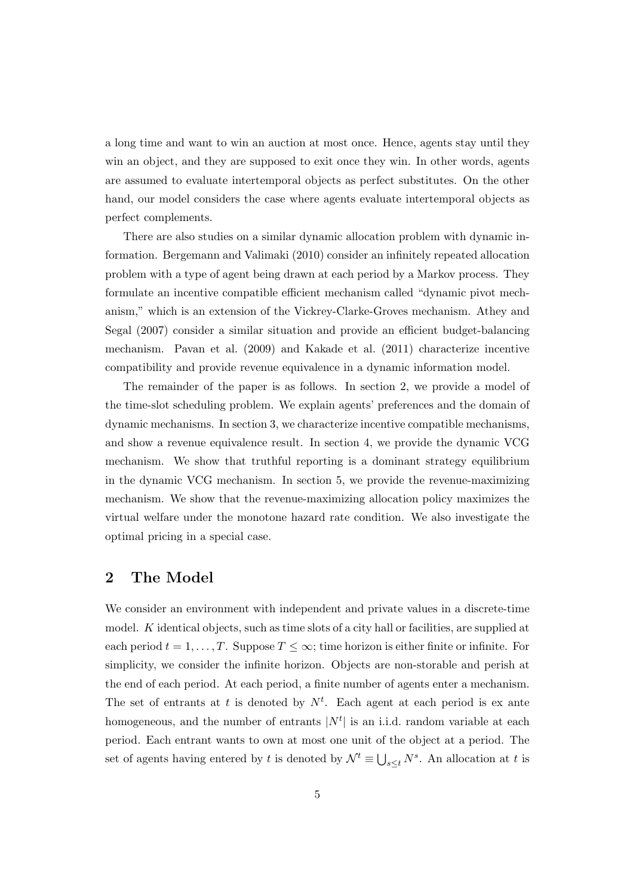a long time and want to win an auction at most once. Hence, agents stay until they win an object, and they are supposed to exit once they win. In other words, agents are assumed to evaluate intertemporal objects as perfect substitutes. On the other hand, our model considers the case where agents evaluate intertemporal objects as perfect complements.

There are also studies on a similar dynamic allocation problem with dynamic information. Bergemann and Valimaki (2010) consider an infinitely repeated allocation problem with a type of agent being drawn at each period by a Markov process. They formulate an incentive compatible efficient mechanism called "dynamic pivot mechanism," which is an extension of the Vickrey-Clarke-Groves mechanism. Athey and Segal (2007) consider a similar situation and provide an efficient budget-balancing mechanism. Pavan et al. (2009) and Kakade et al. (2011) characterize incentive compatibility and provide revenue equivalence in a dynamic information model.

The remainder of the paper is as follows. In section 2, we provide a model of the time-slot scheduling problem. We explain agents' preferences and the domain of dynamic mechanisms. In section 3, we characterize incentive compatible mechanisms, and show a revenue equivalence result. In section 4, we provide the dynamic VCG mechanism. We show that truthful reporting is a dominant strategy equilibrium in the dynamic VCG mechanism. In section 5, we provide the revenue-maximizing mechanism. We show that the revenue-maximizing allocation policy maximizes the virtual welfare under the monotone hazard rate condition. We also investigate the optimal pricing in a special case.

## 2 The Model

We consider an environment with independent and private values in a discrete-time model. $K$ identical objects, such as time slots of a city hall or facilities, are supplied at each period $t = 1, \ldots, T$. Suppose $T \leq \infty$; time horizon is either finite or infinite. For simplicity, we consider the infinite horizon. Objects are non-storable and perish at the end of each period. At each period, a finite number of agents enter a mechanism. The set of entrants at $t$ is denoted by $N^t$. Each agent at each period is ex ante homogeneous, and the number of entrants $|N^t|$ is an i.i.d. random variable at each period. Each entrant wants to own at most one unit of the object at a period. The set of agents having entered by $t$ is denoted by $\mathcal{N}^t \equiv \bigcup_{s \leq t} N^s$. An allocation at $t$ is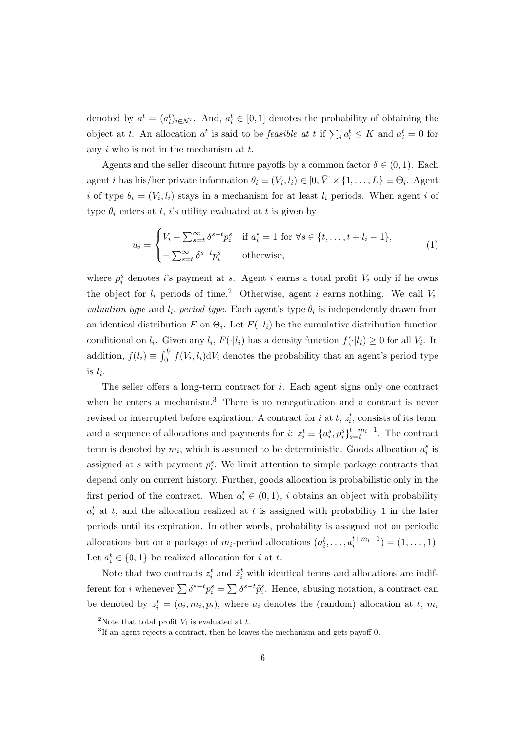denoted by $a^t = (a_i^t)_{i \in \mathcal{N}^t}$. And, $a_i^t \in [0,1]$ denotes the probability of obtaining the object at $t$. An allocation $a^t$ is said to be *feasible at t* if $\sum_i a_i^t \leq K$ and $a_i^t = 0$ for any $i$ who is not in the mechanism at $t$.

Agents and the seller discount future payoffs by a common factor $\delta \in (0,1)$. Each agent $i$ has his/her private information $\theta_i \equiv (V_i, l_i) \in [0, \bar{V}] \times \{1, \ldots, L\} \equiv \Theta_i$. Agent $i$ of type $\theta_i = (V_i, l_i)$ stays in a mechanism for at least $l_i$ periods. When agent $i$ of type $\theta_i$ enters at $t$, $i$'s utility evaluated at $t$ is given by

$$
u_i = \begin{cases} V_i - \sum_{s=t}^{\infty} \delta^{s-t} p_i^s & \text{if } a_i^s = 1 \text{ for } \forall s \in \{t, \ldots, t + l_i - 1\}, \\ -\sum_{s=t}^{\infty} \delta^{s-t} p_i^s & \text{otherwise,} \end{cases} \tag{1}
$$

where $p_i^s$ denotes $i$'s payment at $s$. Agent $i$ earns a total profit $V_i$ only if he owns the object for $l_i$ periods of time.[2] Otherwise, agent $i$ earns nothing. We call $V_i$, *valuation type* and $l_i$, *period type*. Each agent's type $\theta_i$ is independently drawn from an identical distribution $F$ on $\Theta_i$. Let $F(\cdot|l_i)$ be the cumulative distribution function conditional on $l_i$. Given any $l_i$, $F(\cdot|l_i)$ has a density function $f(\cdot|l_i) \geq 0$ for all $V_i$. In addition, $f(l_i) \equiv \int_0^{\bar{V}} f(V_i, l_i) \mathrm{d}V_i$ denotes the probability that an agent's period type is $l_i$.

The seller offers a long-term contract for $i$. Each agent signs only one contract when he enters a mechanism.[3] There is no renegotication and a contract is never revised or interrupted before expiration. A contract for $i$ at $t$, $z_i^t$, consists of its term, and a sequence of allocations and payments for $i$: $z_i^t \equiv \{a_i^s, p_i^s\}_{s=t}^{t+m_i-1}$. The contract term is denoted by $m_i$, which is assumed to be deterministic. Goods allocation $a_i^s$ is assigned at $s$ with payment $p_i^s$. We limit attention to simple package contracts that depend only on current history. Further, goods allocation is probabilistic only in the first period of the contract. When $a_i^t \in (0,1)$, $i$ obtains an object with probability $a_i^t$ at $t$, and the allocation realized at $t$ is assigned with probability 1 in the later periods until its expiration. In other words, probability is assigned not on periodic allocations but on a package of $m_i$-period allocations $(a_i^t, \ldots, a_i^{t+m_i-1}) = (1, \ldots, 1)$. Let $\bar{a}_i^t \in \{0,1\}$ be realized allocation for $i$ at $t$.

Note that two contracts $z_i^t$ and $\tilde{z}_i^t$ with identical terms and allocations are indifferent for $i$ whenever $\sum \delta^{s-t} p_i^s = \sum \delta^{s-t} \tilde{p}_i^s$. Hence, abusing notation, a contract can be denoted by $z_i^t = (a_i, m_i, p_i)$, where $a_i$ denotes the (random) allocation at $t$, $m_i$

[2] Note that total profit $V_i$ is evaluated at $t$.

[3] If an agent rejects a contract, then he leaves the mechanism and gets payoff 0.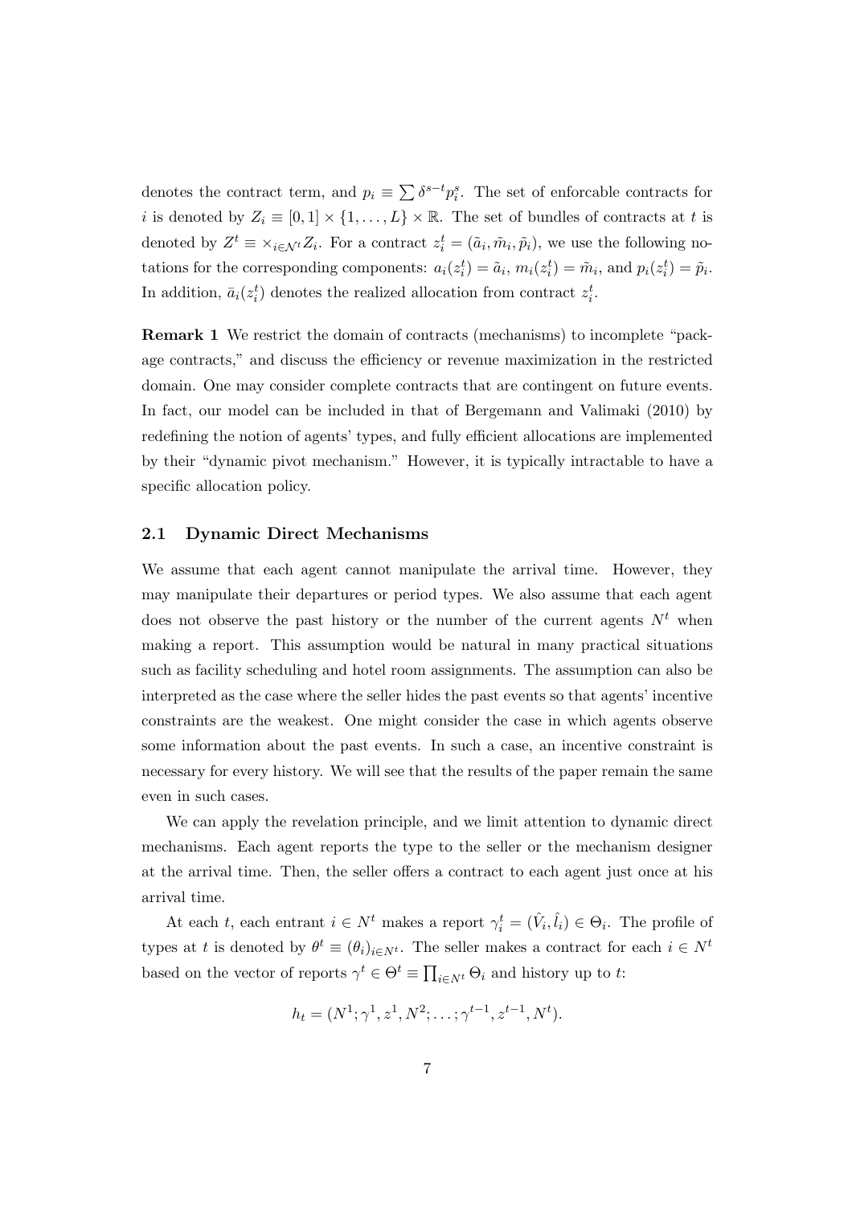denotes the contract term, and $p_i \equiv \sum \delta^{s-t} p_i^s$. The set of enforcable contracts for $i$ is denoted by $Z_i \equiv [0,1] \times \{1, \dots, L\} \times \mathbb{R}$. The set of bundles of contracts at $t$ is denoted by $Z^t \equiv \times_{i \in \mathcal{N}^t} Z_i$. For a contract $z_i^t = (\tilde{a}_i, \tilde{m}_i, \tilde{p}_i)$, we use the following notations for the corresponding components: $a_i(z_i^t) = \tilde{a}_i$, $m_i(z_i^t) = \tilde{m}_i$, and $p_i(z_i^t) = \tilde{p}_i$. In addition, $\bar{a}_i(z_i^t)$ denotes the realized allocation from contract $z_i^t$.

**Remark 1** We restrict the domain of contracts (mechanisms) to incomplete "package contracts," and discuss the efficiency or revenue maximization in the restricted domain. One may consider complete contracts that are contingent on future events. In fact, our model can be included in that of Bergemann and Valimaki (2010) by redefining the notion of agents' types, and fully efficient allocations are implemented by their "dynamic pivot mechanism." However, it is typically intractable to have a specific allocation policy.

### 2.1 Dynamic Direct Mechanisms

We assume that each agent cannot manipulate the arrival time. However, they may manipulate their departures or period types. We also assume that each agent does not observe the past history or the number of the current agents $N^t$ when making a report. This assumption would be natural in many practical situations such as facility scheduling and hotel room assignments. The assumption can also be interpreted as the case where the seller hides the past events so that agents' incentive constraints are the weakest. One might consider the case in which agents observe some information about the past events. In such a case, an incentive constraint is necessary for every history. We will see that the results of the paper remain the same even in such cases.

We can apply the revelation principle, and we limit attention to dynamic direct mechanisms. Each agent reports the type to the seller or the mechanism designer at the arrival time. Then, the seller offers a contract to each agent just once at his arrival time.

At each $t$, each entrant $i \in N^t$ makes a report $\gamma_i^t = (\hat{V}_i, \hat{l}_i) \in \Theta_i$. The profile of types at $t$ is denoted by $\theta^t \equiv (\theta_i)_{i \in N^t}$. The seller makes a contract for each $i \in N^t$ based on the vector of reports $\gamma^t \in \Theta^t \equiv \prod_{i \in N^t} \Theta_i$ and history up to $t$:

$$h_t = (N^1; \gamma^1, z^1, N^2; \dots; \gamma^{t-1}, z^{t-1}, N^t).$$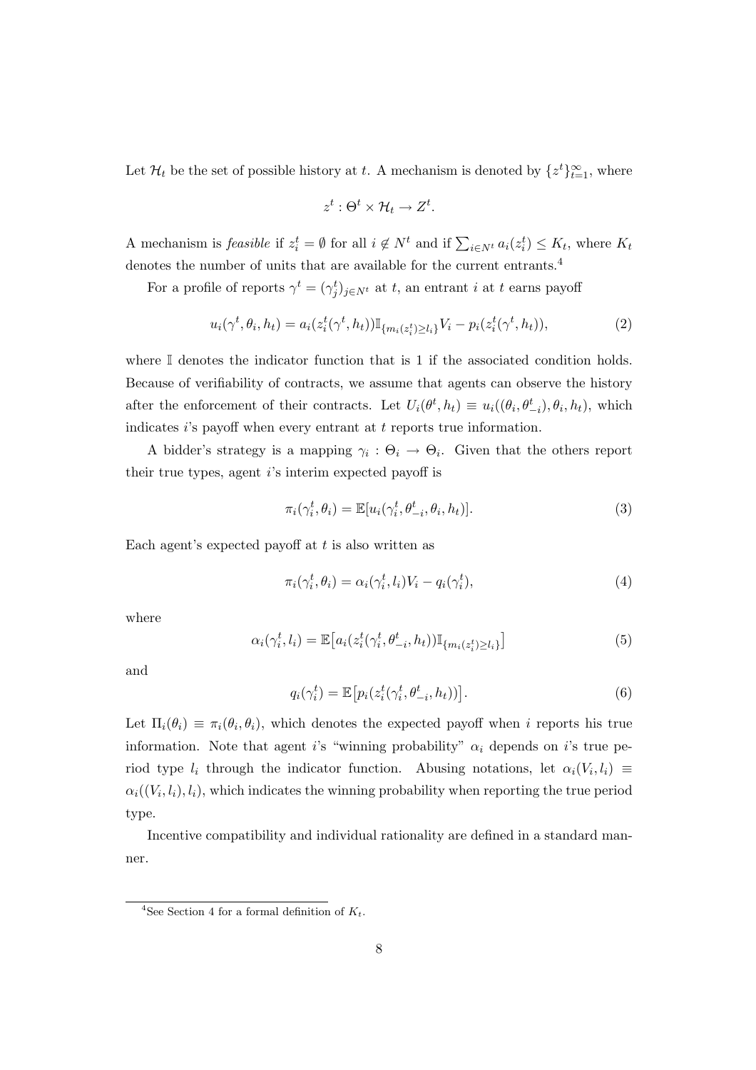Let $\mathcal{H}_t$ be the set of possible history at $t$. A mechanism is denoted by $\{z^t\}_{t=1}^{\infty}$, where

$$z^t : \Theta^t \times \mathcal{H}_t \to Z^t.$$

A mechanism is *feasible* if $z_i^t = \emptyset$ for all $i \notin N^t$ and if $\sum_{i \in N^t} a_i(z_i^t) \leq K_t$, where $K_t$ denotes the number of units that are available for the current entrants.[4]

For a profile of reports $\gamma^t = (\gamma_j^t)_{j \in N^t}$ at $t$, an entrant $i$ at $t$ earns payoff

$$u_i(\gamma^t, \theta_i, h_t) = a_i(z_i^t(\gamma^t, h_t)) \mathbb{I}_{\{m_i(z_i^t) \geq l_i\}} V_i - p_i(z_i^t(\gamma^t, h_t)), \tag{2}$$

where $\mathbb{I}$ denotes the indicator function that is 1 if the associated condition holds. Because of verifiability of contracts, we assume that agents can observe the history after the enforcement of their contracts. Let $U_i(\theta^t, h_t) \equiv u_i((\theta_i, \theta_{-i}^t), \theta_i, h_t)$, which indicates $i$'s payoff when every entrant at $t$ reports true information.

A bidder's strategy is a mapping $\gamma_i : \Theta_i \to \Theta_i$. Given that the others report their true types, agent $i$'s interim expected payoff is

$$\pi_i(\gamma_i^t, \theta_i) = \mathbb{E}[u_i(\gamma_i^t, \theta_{-i}^t, \theta_i, h_t)]. \tag{3}$$

Each agent's expected payoff at $t$ is also written as

$$\pi_i(\gamma_i^t, \theta_i) = \alpha_i(\gamma_i^t, l_i) V_i - q_i(\gamma_i^t), \tag{4}$$

where

$$\alpha_i(\gamma_i^t, l_i) = \mathbb{E}\big[a_i(z_i^t(\gamma_i^t, \theta_{-i}^t, h_t)) \mathbb{I}_{\{m_i(z_i^t) \geq l_i\}}\big] \tag{5}$$

and

$$q_i(\gamma_i^t) = \mathbb{E}\big[p_i(z_i^t(\gamma_i^t, \theta_{-i}^t, h_t))\big]. \tag{6}$$

Let $\Pi_i(\theta_i) \equiv \pi_i(\theta_i, \theta_i)$, which denotes the expected payoff when $i$ reports his true information. Note that agent $i$'s "winning probability" $\alpha_i$ depends on $i$'s true period type $l_i$ through the indicator function. Abusing notations, let $\alpha_i(V_i, l_i) \equiv \alpha_i((V_i, l_i), l_i)$, which indicates the winning probability when reporting the true period type.

Incentive compatibility and individual rationality are defined in a standard manner.

[4] See Section 4 for a formal definition of $K_t$.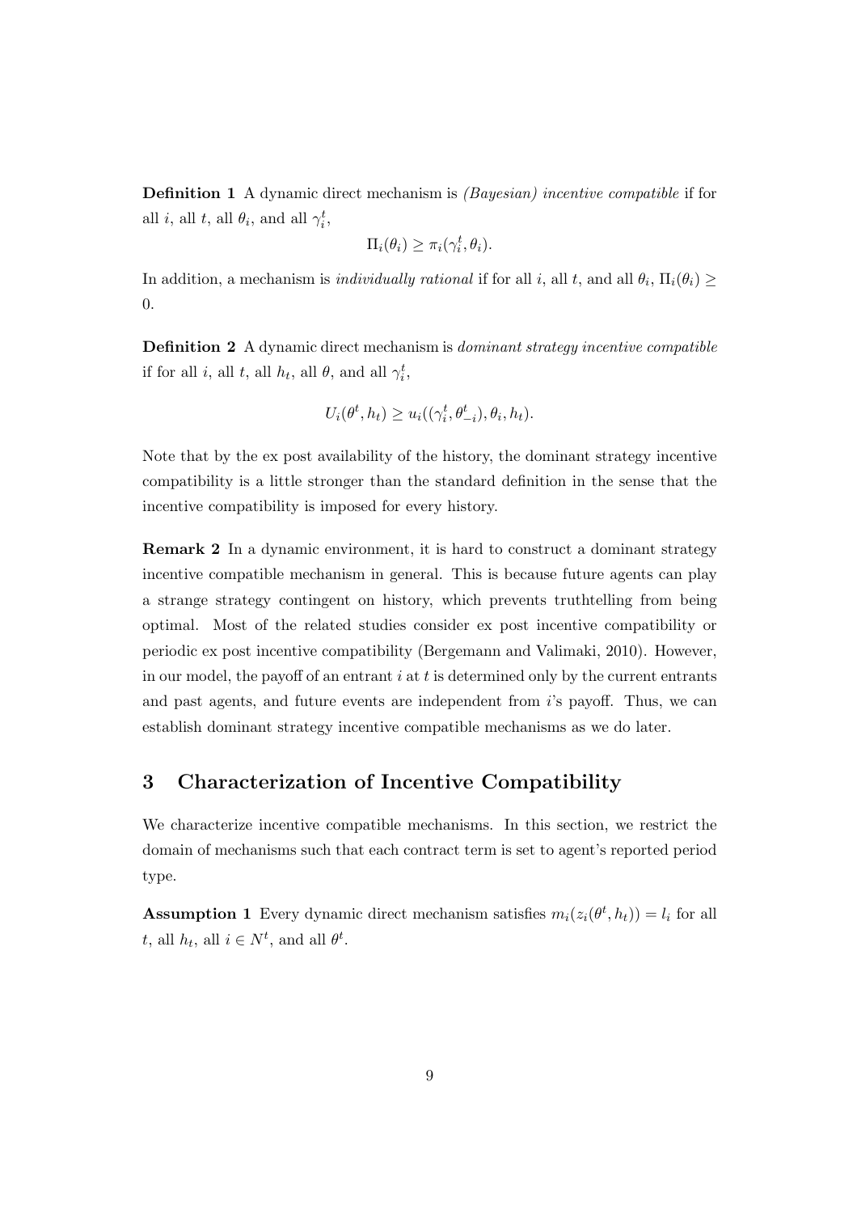**Definition 1** A dynamic direct mechanism is *(Bayesian) incentive compatible* if for all $i$, all $t$, all $\theta_i$, and all $\gamma_i^t$,

$$\Pi_i(\theta_i) \geq \pi_i(\gamma_i^t, \theta_i).$$

In addition, a mechanism is *individually rational* if for all $i$, all $t$, and all $\theta_i$, $\Pi_i(\theta_i) \geq 0$.

**Definition 2** A dynamic direct mechanism is *dominant strategy incentive compatible* if for all $i$, all $t$, all $h_t$, all $\theta$, and all $\gamma_i^t$,

$$U_i(\theta^t, h_t) \geq u_i((\gamma_i^t, \theta_{-i}^t), \theta_i, h_t).$$

Note that by the ex post availability of the history, the dominant strategy incentive compatibility is a little stronger than the standard definition in the sense that the incentive compatibility is imposed for every history.

**Remark 2** In a dynamic environment, it is hard to construct a dominant strategy incentive compatible mechanism in general. This is because future agents can play a strange strategy contingent on history, which prevents truthtelling from being optimal. Most of the related studies consider ex post incentive compatibility or periodic ex post incentive compatibility (Bergemann and Valimaki, 2010). However, in our model, the payoff of an entrant $i$ at $t$ is determined only by the current entrants and past agents, and future events are independent from $i$'s payoff. Thus, we can establish dominant strategy incentive compatible mechanisms as we do later.

## 3 Characterization of Incentive Compatibility

We characterize incentive compatible mechanisms. In this section, we restrict the domain of mechanisms such that each contract term is set to agent's reported period type.

**Assumption 1** Every dynamic direct mechanism satisfies $m_i(z_i(\theta^t, h_t)) = l_i$ for all $t$, all $h_t$, all $i \in N^t$, and all $\theta^t$.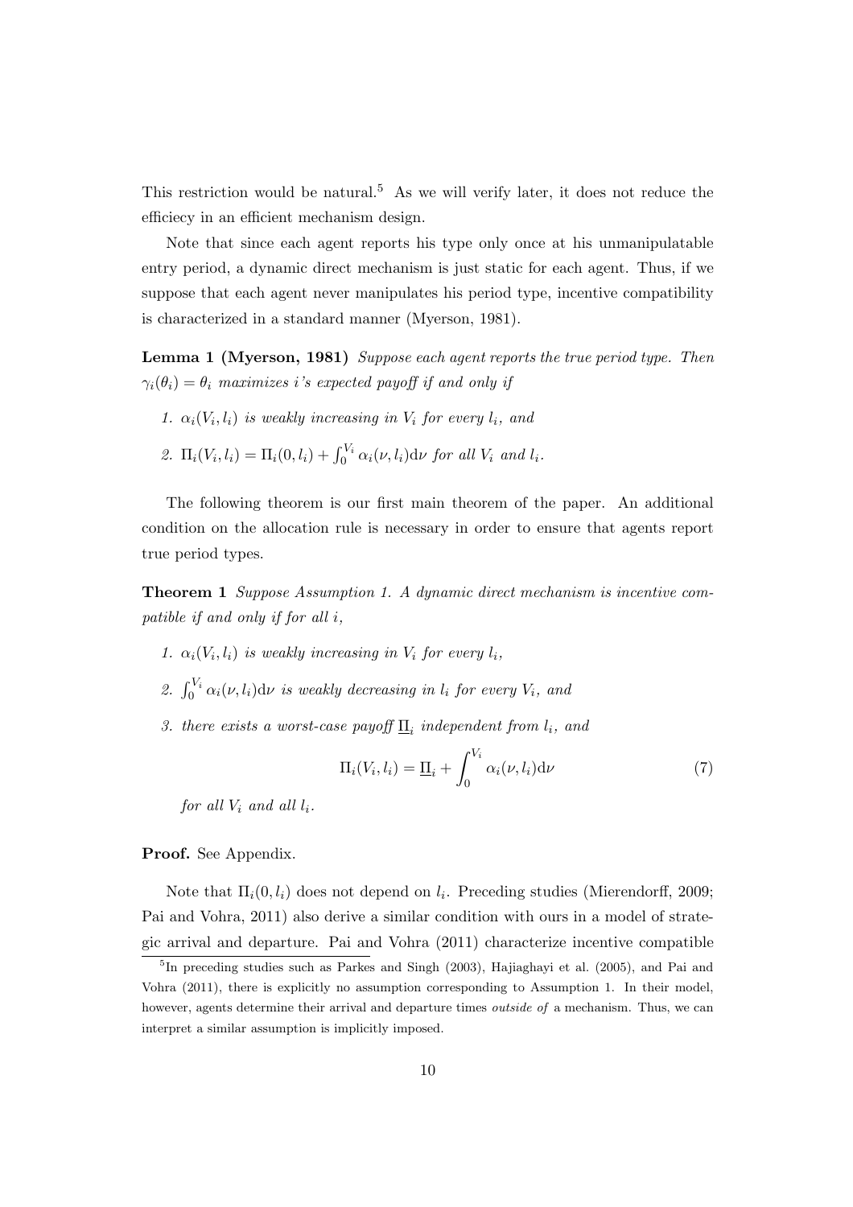This restriction would be natural.[5] As we will verify later, it does not reduce the efficiecy in an efficient mechanism design.

Note that since each agent reports his type only once at his unmanipulatable entry period, a dynamic direct mechanism is just static for each agent. Thus, if we suppose that each agent never manipulates his period type, incentive compatibility is characterized in a standard manner (Myerson, 1981).

**Lemma 1 (Myerson, 1981)** *Suppose each agent reports the true period type. Then $\gamma_i(\theta_i) = \theta_i$ maximizes i's expected payoff if and only if*

1. *$\alpha_i(V_i, l_i)$ is weakly increasing in $V_i$ for every $l_i$, and*
2. *$\Pi_i(V_i, l_i) = \Pi_i(0, l_i) + \int_0^{V_i} \alpha_i(\nu, l_i) \mathrm{d}\nu$ for all $V_i$ and $l_i$.*

The following theorem is our first main theorem of the paper. An additional condition on the allocation rule is necessary in order to ensure that agents report true period types.

**Theorem 1** *Suppose Assumption 1. A dynamic direct mechanism is incentive compatible if and only if for all i,*

1. *$\alpha_i(V_i, l_i)$ is weakly increasing in $V_i$ for every $l_i$,*
2. *$\int_0^{V_i} \alpha_i(\nu, l_i) \mathrm{d}\nu$ is weakly decreasing in $l_i$ for every $V_i$, and*
3. *there exists a worst-case payoff $\underline{\Pi}_i$ independent from $l_i$, and*

$$\Pi_i(V_i, l_i) = \underline{\Pi}_i + \int_0^{V_i} \alpha_i(\nu, l_i) \mathrm{d}\nu \tag{7}$$

*for all $V_i$ and all $l_i$.*

**Proof.** See Appendix.

Note that $\Pi_i(0, l_i)$ does not depend on $l_i$. Preceding studies (Mierendorff, 2009; Pai and Vohra, 2011) also derive a similar condition with ours in a model of strategic arrival and departure. Pai and Vohra (2011) characterize incentive compatible

[5] In preceding studies such as Parkes and Singh (2003), Hajiaghayi et al. (2005), and Pai and Vohra (2011), there is explicitly no assumption corresponding to Assumption 1. In their model, however, agents determine their arrival and departure times *outside of* a mechanism. Thus, we can interpret a similar assumption is implicitly imposed.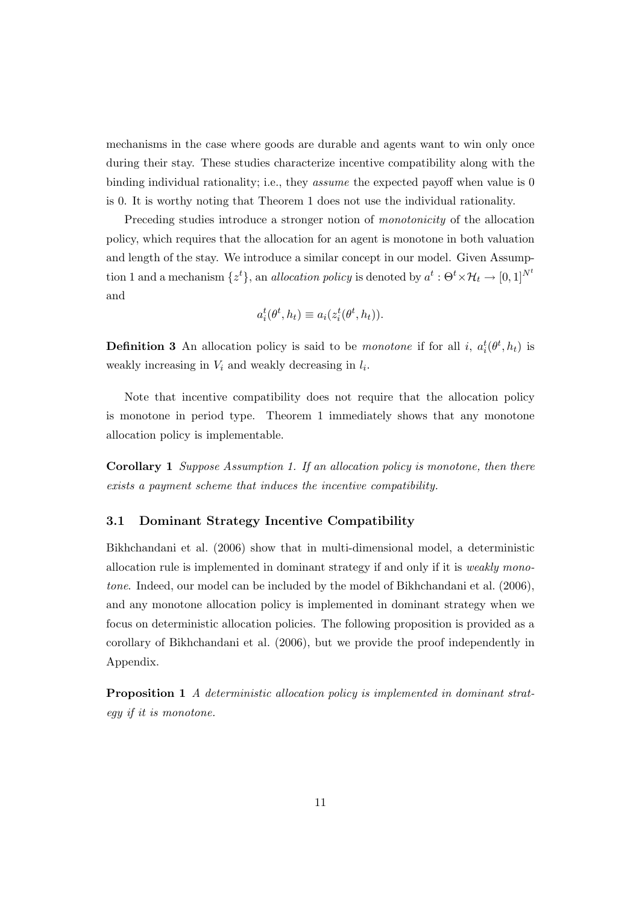mechanisms in the case where goods are durable and agents want to win only once during their stay. These studies characterize incentive compatibility along with the binding individual rationality; i.e., they *assume* the expected payoff when value is 0 is 0. It is worthy noting that Theorem 1 does not use the individual rationality.

Preceding studies introduce a stronger notion of *monotonicity* of the allocation policy, which requires that the allocation for an agent is monotone in both valuation and length of the stay. We introduce a similar concept in our model. Given Assumption 1 and a mechanism $\{z^t\}$, an *allocation policy* is denoted by $a^t : \Theta^t \times \mathcal{H}_t \rightarrow [0, 1]^{N^t}$ and

$$a_i^t(\theta^t, h_t) \equiv a_i(z_i^t(\theta^t, h_t)).$$

**Definition 3** An allocation policy is said to be *monotone* if for all $i$, $a_i^t(\theta^t, h_t)$ is weakly increasing in $V_i$ and weakly decreasing in $l_i$.

Note that incentive compatibility does not require that the allocation policy is monotone in period type. Theorem 1 immediately shows that any monotone allocation policy is implementable.

**Corollary 1** *Suppose Assumption 1. If an allocation policy is monotone, then there exists a payment scheme that induces the incentive compatibility.*

### 3.1 Dominant Strategy Incentive Compatibility

Bikhchandani et al. (2006) show that in multi-dimensional model, a deterministic allocation rule is implemented in dominant strategy if and only if it is *weakly monotone*. Indeed, our model can be included by the model of Bikhchandani et al. (2006), and any monotone allocation policy is implemented in dominant strategy when we focus on deterministic allocation policies. The following proposition is provided as a corollary of Bikhchandani et al. (2006), but we provide the proof independently in Appendix.

**Proposition 1** *A deterministic allocation policy is implemented in dominant strategy if it is monotone.*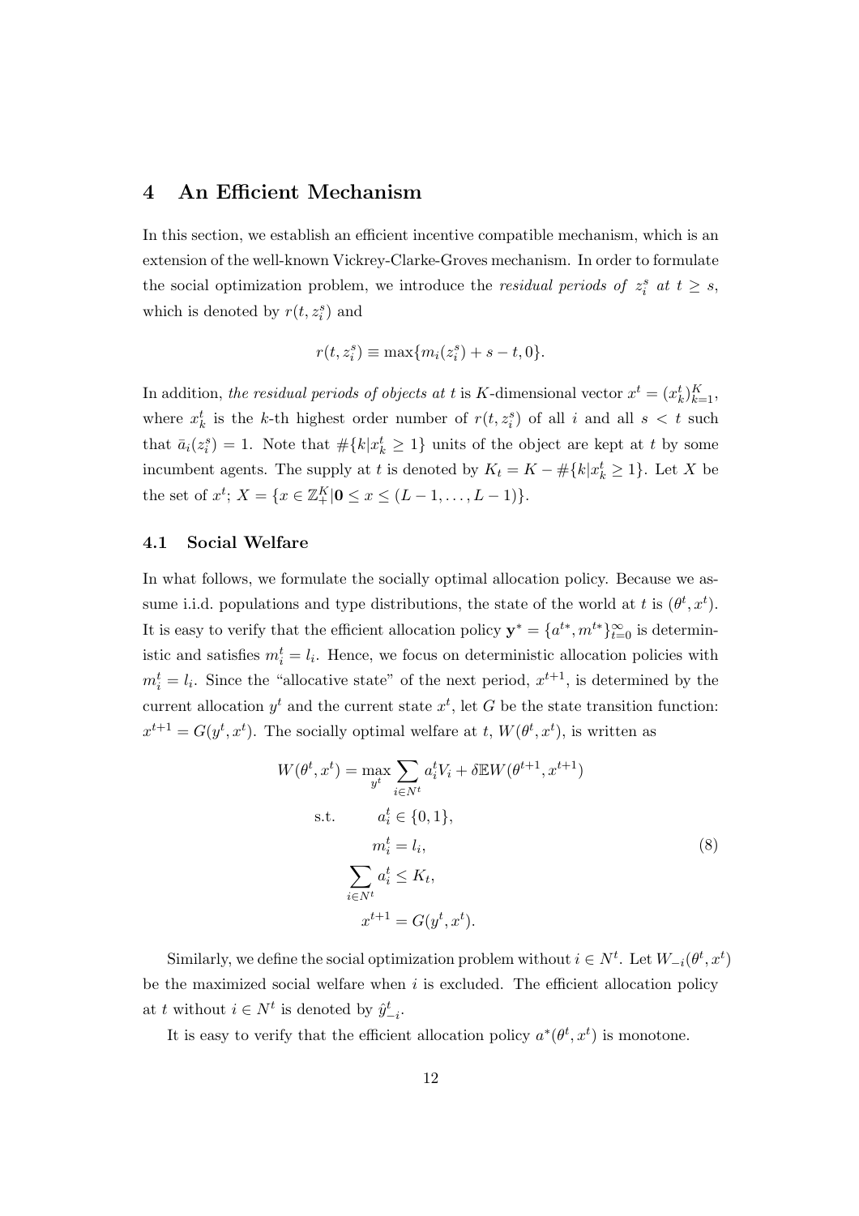## 4 An Efficient Mechanism

In this section, we establish an efficient incentive compatible mechanism, which is an extension of the well-known Vickrey-Clarke-Groves mechanism. In order to formulate the social optimization problem, we introduce the *residual periods of $z_i^s$ at $t \geq s$*, which is denoted by $r(t, z_i^s)$ and

$$r(t, z_i^s) \equiv \max\{m_i(z_i^s) + s - t, 0\}.$$

In addition, *the residual periods of objects at $t$* is $K$-dimensional vector $x^t = (x_k^t)_{k=1}^K$, where $x_k^t$ is the $k$-th highest order number of $r(t, z_i^s)$ of all $i$ and all $s < t$ such that $\bar{a}_i(z_i^s) = 1$. Note that $\#\{k | x_k^t \geq 1\}$ units of the object are kept at $t$ by some incumbent agents. The supply at $t$ is denoted by $K_t = K - \#\{k | x_k^t \geq 1\}$. Let $X$ be the set of $x^t$; $X = \{x \in \mathbb{Z}_+^K | \mathbf{0} \leq x \leq (L-1, \ldots, L-1)\}$.

### 4.1 Social Welfare

In what follows, we formulate the socially optimal allocation policy. Because we assume i.i.d. populations and type distributions, the state of the world at $t$ is $(\theta^t, x^t)$. It is easy to verify that the efficient allocation policy $\mathbf{y}^* = \{a^{t*}, m^{t*}\}_{t=0}^\infty$ is deterministic and satisfies $m_i^t = l_i$. Hence, we focus on deterministic allocation policies with $m_i^t = l_i$. Since the "allocative state" of the next period, $x^{t+1}$, is determined by the current allocation $y^t$ and the current state $x^t$, let $G$ be the state transition function: $x^{t+1} = G(y^t, x^t)$. The socially optimal welfare at $t$, $W(\theta^t, x^t)$, is written as

$$\begin{aligned} W(\theta^t, x^t) = \max_{y^t} & \sum_{i \in N^t} a_i^t V_i + \delta \mathbb{E} W(\theta^{t+1}, x^{t+1}) \\ \text{s.t.} \quad & a_i^t \in \{0, 1\}, \\ & m_i^t = l_i, \\ & \sum_{i \in N^t} a_i^t \leq K_t, \\ & x^{t+1} = G(y^t, x^t). \end{aligned} \tag{8}$$

Similarly, we define the social optimization problem without $i \in N^t$. Let $W_{-i}(\theta^t, x^t)$ be the maximized social welfare when $i$ is excluded. The efficient allocation policy at $t$ without $i \in N^t$ is denoted by $\hat{y}_{-i}^t$.

It is easy to verify that the efficient allocation policy $a^*(\theta^t, x^t)$ is monotone.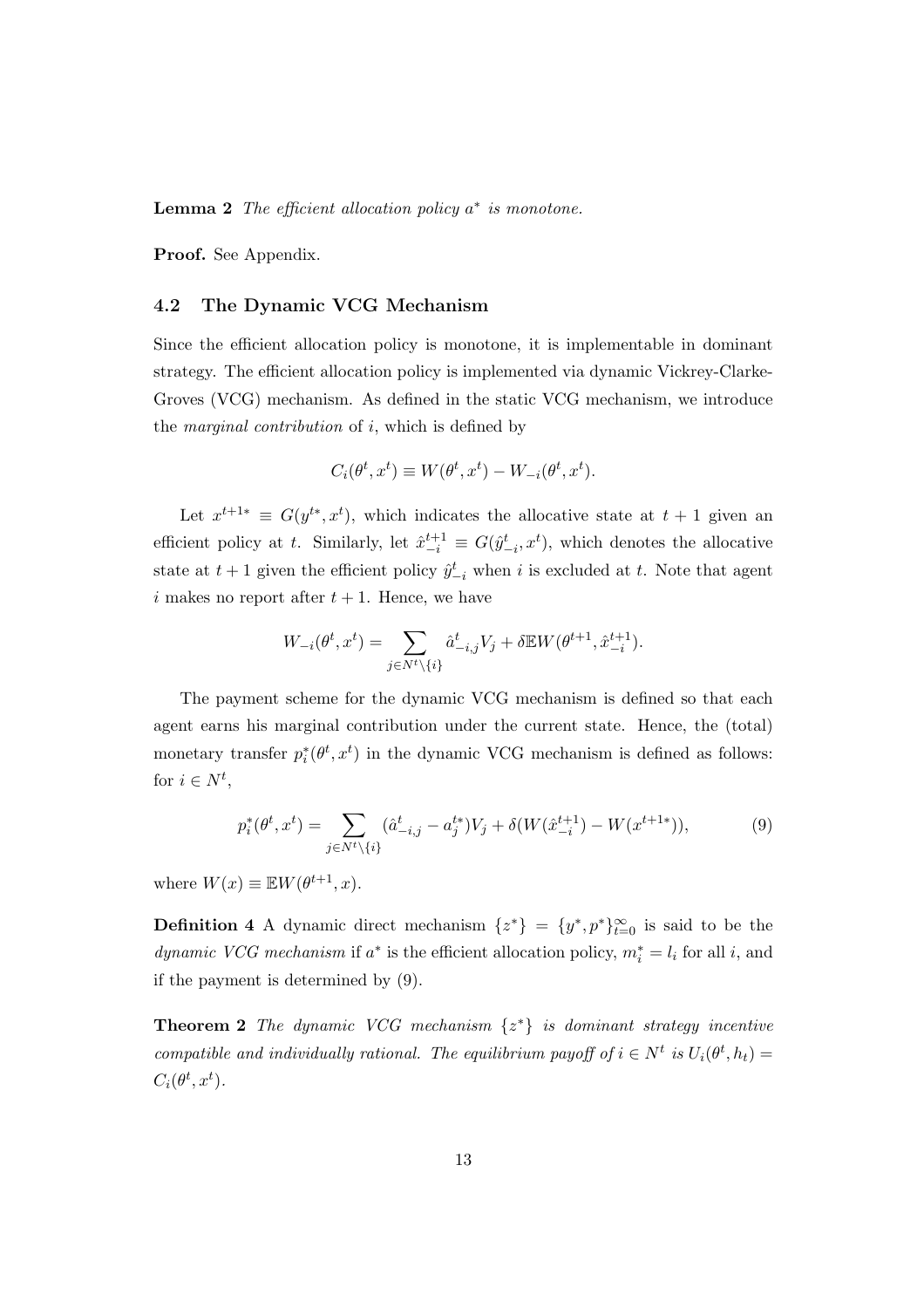**Lemma 2** *The efficient allocation policy $a^*$ is monotone.*

**Proof.** See Appendix.

### 4.2 The Dynamic VCG Mechanism

Since the efficient allocation policy is monotone, it is implementable in dominant strategy. The efficient allocation policy is implemented via dynamic Vickrey-Clarke-Groves (VCG) mechanism. As defined in the static VCG mechanism, we introduce the *marginal contribution* of $i$, which is defined by

$$C_i(\theta^t, x^t) \equiv W(\theta^t, x^t) - W_{-i}(\theta^t, x^t).$$

Let $x^{t+1*} \equiv G(y^{t*}, x^t)$, which indicates the allocative state at $t+1$ given an efficient policy at $t$. Similarly, let $\hat{x}_{-i}^{t+1} \equiv G(\hat{y}_{-i}^t, x^t)$, which denotes the allocative state at $t+1$ given the efficient policy $\hat{y}_{-i}^t$ when $i$ is excluded at $t$. Note that agent $i$ makes no report after $t+1$. Hence, we have

$$W_{-i}(\theta^t, x^t) = \sum_{j \in N^t \setminus \{i\}} \hat{a}_{-i,j}^t V_j + \delta \mathbb{E} W(\theta^{t+1}, \hat{x}_{-i}^{t+1}).$$

The payment scheme for the dynamic VCG mechanism is defined so that each agent earns his marginal contribution under the current state. Hence, the (total) monetary transfer $p_i^*(\theta^t, x^t)$ in the dynamic VCG mechanism is defined as follows: for $i \in N^t$,

$$p_i^*(\theta^t, x^t) = \sum_{j \in N^t \setminus \{i\}} (\hat{a}_{-i,j}^t - a_j^{t*}) V_j + \delta(W(\hat{x}_{-i}^{t+1}) - W(x^{t+1*})), \tag{9}$$

where $W(x) \equiv \mathbb{E} W(\theta^{t+1}, x)$.

**Definition 4** A dynamic direct mechanism $\{z^*\} = \{y^*, p^*\}_{t=0}^{\infty}$ is said to be the *dynamic VCG mechanism* if $a^*$ is the efficient allocation policy, $m_i^* = l_i$ for all $i$, and if the payment is determined by (9).

**Theorem 2** *The dynamic VCG mechanism $\{z^*\}$ is dominant strategy incentive compatible and individually rational. The equilibrium payoff of $i \in N^t$ is $U_i(\theta^t, h_t) = C_i(\theta^t, x^t)$.*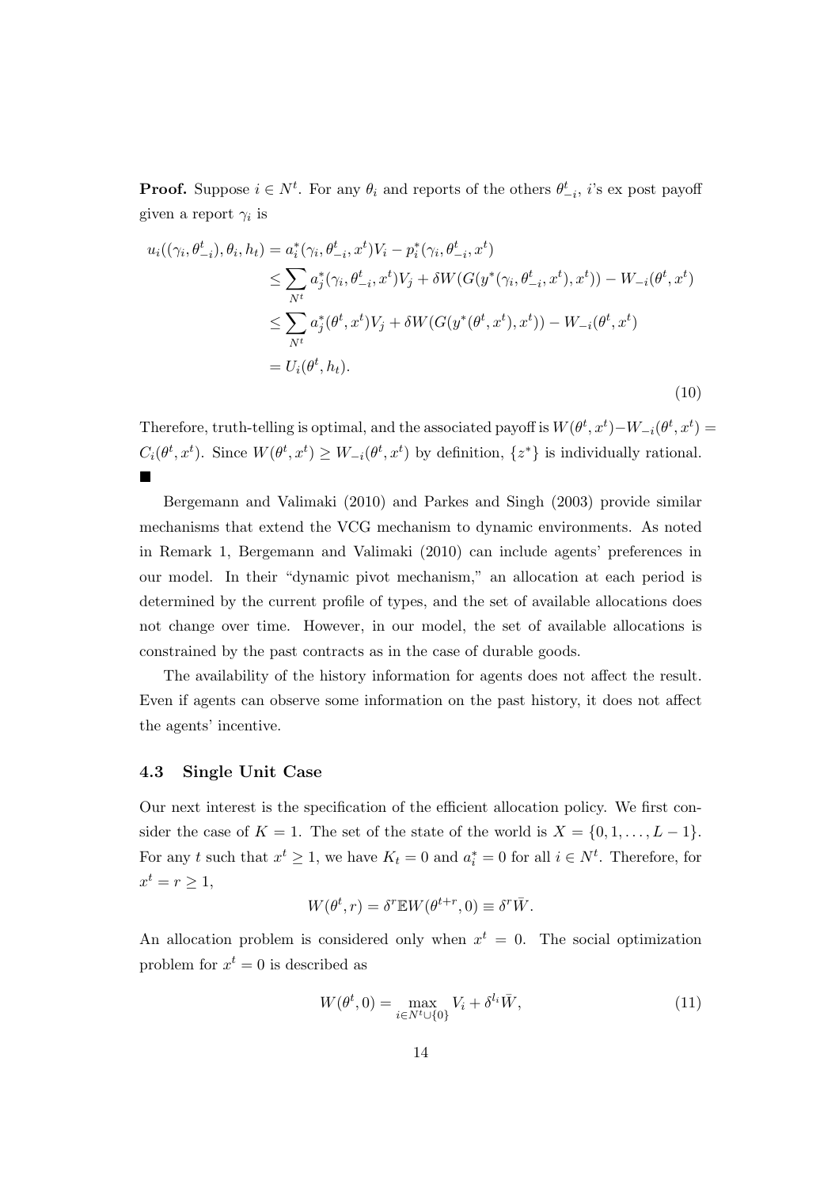**Proof.** Suppose $i \in N^t$. For any $\theta_i$ and reports of the others $\theta^t_{-i}$, $i$'s ex post payoff given a report $\gamma_i$ is

$$
\begin{aligned}
u_i((\gamma_i, \theta^t_{-i}), \theta_i, h_t) &= a^*_i(\gamma_i, \theta^t_{-i}, x^t)V_i - p^*_i(\gamma_i, \theta^t_{-i}, x^t) \\
&\leq \sum_{N^t} a^*_j(\gamma_i, \theta^t_{-i}, x^t)V_j + \delta W(G(y^*(\gamma_i, \theta^t_{-i}, x^t), x^t)) - W_{-i}(\theta^t, x^t) \\
&\leq \sum_{N^t} a^*_j(\theta^t, x^t)V_j + \delta W(G(y^*(\theta^t, x^t), x^t)) - W_{-i}(\theta^t, x^t) \\
&= U_i(\theta^t, h_t).
\end{aligned}
\tag{10}
$$

Therefore, truth-telling is optimal, and the associated payoff is $W(\theta^t, x^t) - W_{-i}(\theta^t, x^t) = C_i(\theta^t, x^t)$. Since $W(\theta^t, x^t) \geq W_{-i}(\theta^t, x^t)$ by definition, $\{z^*\}$ is individually rational. ■

Bergemann and Valimaki (2010) and Parkes and Singh (2003) provide similar mechanisms that extend the VCG mechanism to dynamic environments. As noted in Remark 1, Bergemann and Valimaki (2010) can include agents' preferences in our model. In their "dynamic pivot mechanism," an allocation at each period is determined by the current profile of types, and the set of available allocations does not change over time. However, in our model, the set of available allocations is constrained by the past contracts as in the case of durable goods.

The availability of the history information for agents does not affect the result. Even if agents can observe some information on the past history, it does not affect the agents' incentive.

### 4.3 Single Unit Case

Our next interest is the specification of the efficient allocation policy. We first consider the case of $K = 1$. The set of the state of the world is $X = \{0, 1, \ldots, L-1\}$. For any $t$ such that $x^t \geq 1$, we have $K_t = 0$ and $a^*_i = 0$ for all $i \in N^t$. Therefore, for $x^t = r \geq 1$,

$$
W(\theta^t, r) = \delta^r \mathbb{E} W(\theta^{t+r}, 0) \equiv \delta^r \bar{W}.
$$

An allocation problem is considered only when $x^t = 0$. The social optimization problem for $x^t = 0$ is described as

$$
W(\theta^t, 0) = \max_{i \in N^t \cup \{0\}} V_i + \delta^{l_i} \bar{W},
\tag{11}
$$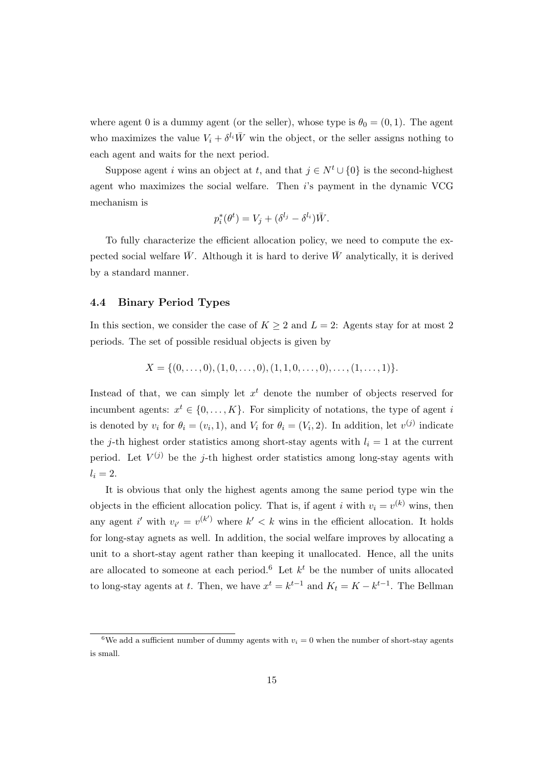where agent 0 is a dummy agent (or the seller), whose type is $\theta_0 = (0, 1)$. The agent who maximizes the value $V_i + \delta^{l_i}\bar{W}$ win the object, or the seller assigns nothing to each agent and waits for the next period.

Suppose agent $i$ wins an object at $t$, and that $j \in N^t \cup \{0\}$ is the second-highest agent who maximizes the social welfare. Then $i$'s payment in the dynamic VCG mechanism is

$$p_i^*(\theta^t) = V_j + (\delta^{l_j} - \delta^{l_i})\bar{W}.$$

To fully characterize the efficient allocation policy, we need to compute the expected social welfare $\bar{W}$. Although it is hard to derive $\bar{W}$ analytically, it is derived by a standard manner.

### 4.4 Binary Period Types

In this section, we consider the case of $K \geq 2$ and $L = 2$: Agents stay for at most 2 periods. The set of possible residual objects is given by

$$X = \{(0, \ldots, 0), (1, 0, \ldots, 0), (1, 1, 0, \ldots, 0), \ldots, (1, \ldots, 1)\}.$$

Instead of that, we can simply let $x^t$ denote the number of objects reserved for incumbent agents: $x^t \in \{0, \ldots, K\}$. For simplicity of notations, the type of agent $i$ is denoted by $v_i$ for $\theta_i = (v_i, 1)$, and $V_i$ for $\theta_i = (V_i, 2)$. In addition, let $v^{(j)}$ indicate the $j$-th highest order statistics among short-stay agents with $l_i = 1$ at the current period. Let $V^{(j)}$ be the $j$-th highest order statistics among long-stay agents with $l_i = 2$.

It is obvious that only the highest agents among the same period type win the objects in the efficient allocation policy. That is, if agent $i$ with $v_i = v^{(k)}$ wins, then any agent $i'$ with $v_{i'} = v^{(k')}$ where $k' < k$ wins in the efficient allocation. It holds for long-stay agnets as well. In addition, the social welfare improves by allocating a unit to a short-stay agent rather than keeping it unallocated. Hence, all the units are allocated to someone at each period.[6] Let $k^t$ be the number of units allocated to long-stay agents at $t$. Then, we have $x^t = k^{t-1}$ and $K_t = K - k^{t-1}$. The Bellman

[6] We add a sufficient number of dummy agents with $v_i = 0$ when the number of short-stay agents is small.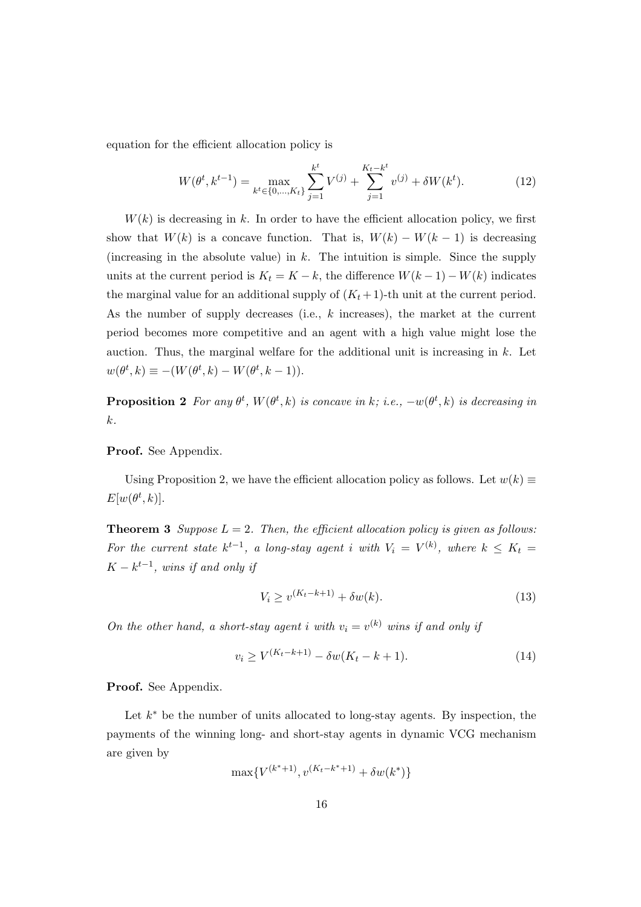equation for the efficient allocation policy is

$$W(\theta^t, k^{t-1}) = \max_{k^t \in \{0,\ldots,K_t\}} \sum_{j=1}^{k^t} V^{(j)} + \sum_{j=1}^{K_t - k^t} v^{(j)} + \delta W(k^t). \tag{12}$$

$W(k)$ is decreasing in $k$. In order to have the efficient allocation policy, we first show that $W(k)$ is a concave function. That is, $W(k) - W(k-1)$ is decreasing (increasing in the absolute value) in $k$. The intuition is simple. Since the supply units at the current period is $K_t = K - k$, the difference $W(k-1) - W(k)$ indicates the marginal value for an additional supply of $(K_t+1)$-th unit at the current period. As the number of supply decreases (i.e., $k$ increases), the market at the current period becomes more competitive and an agent with a high value might lose the auction. Thus, the marginal welfare for the additional unit is increasing in $k$. Let $w(\theta^t, k) \equiv -(W(\theta^t, k) - W(\theta^t, k-1))$.

**Proposition 2** *For any $\theta^t$, $W(\theta^t, k)$ is concave in $k$; i.e., $-w(\theta^t, k)$ is decreasing in $k$.*

**Proof.** See Appendix.

Using Proposition 2, we have the efficient allocation policy as follows. Let $w(k) \equiv E[w(\theta^t, k)]$.

**Theorem 3** *Suppose $L = 2$. Then, the efficient allocation policy is given as follows: For the current state $k^{t-1}$, a long-stay agent $i$ with $V_i = V^{(k)}$, where $k \leq K_t = K - k^{t-1}$, wins if and only if*

$$V_i \geq v^{(K_t - k + 1)} + \delta w(k). \tag{13}$$

*On the other hand, a short-stay agent $i$ with $v_i = v^{(k)}$ wins if and only if*

$$v_i \geq V^{(K_t - k + 1)} - \delta w(K_t - k + 1). \tag{14}$$

**Proof.** See Appendix.

Let $k^*$ be the number of units allocated to long-stay agents. By inspection, the payments of the winning long- and short-stay agents in dynamic VCG mechanism are given by

$$\max\{V^{(k^*+1)}, v^{(K_t - k^* + 1)} + \delta w(k^*)\}$$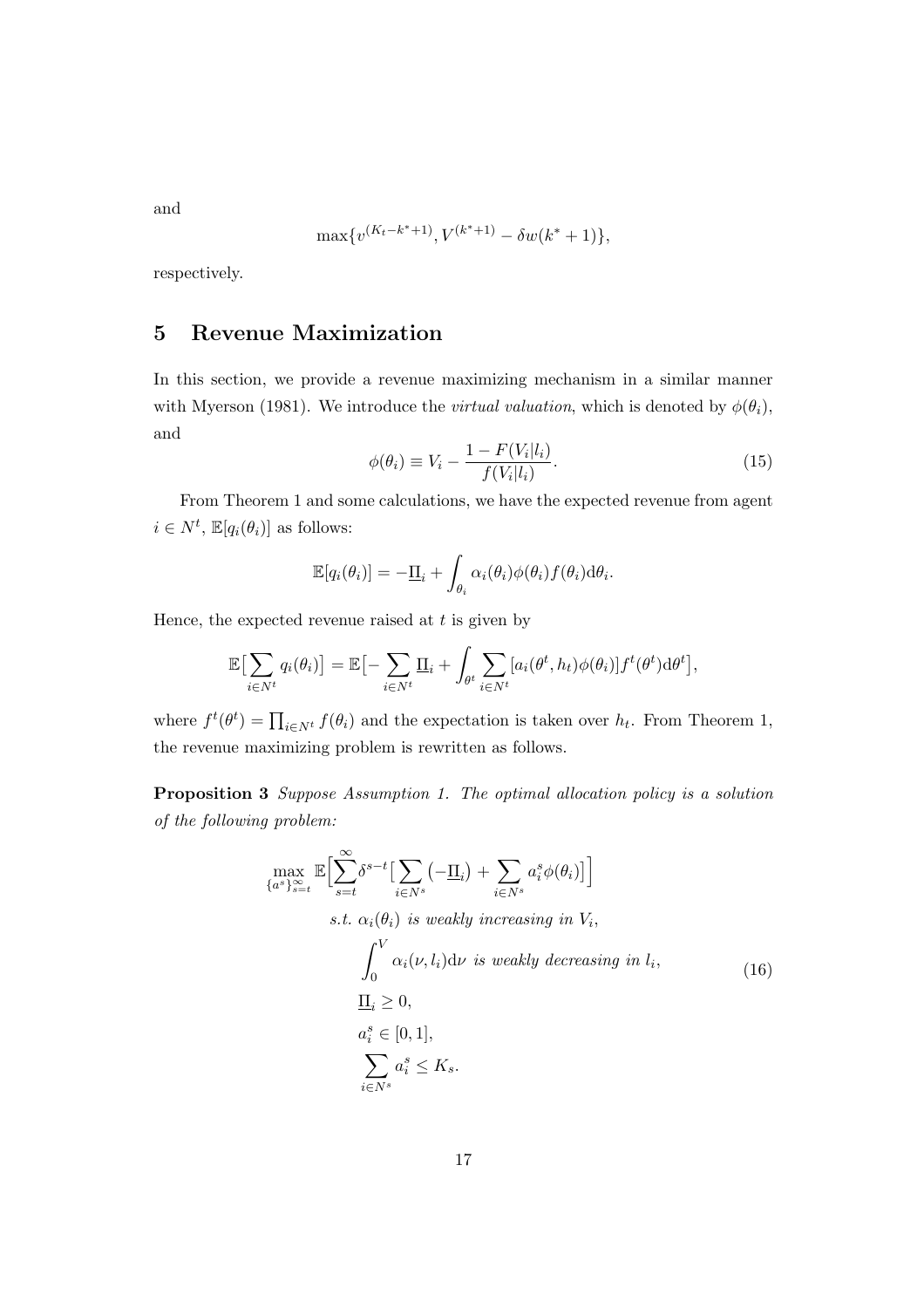and

$$\max\{v^{(K_t-k^*+1)}, V^{(k^*+1)} - \delta w(k^*+1)\},$$

respectively.

## 5 Revenue Maximization

In this section, we provide a revenue maximizing mechanism in a similar manner with Myerson (1981). We introduce the *virtual valuation*, which is denoted by $\phi(\theta_i)$, and

$$\phi(\theta_i) \equiv V_i - \frac{1 - F(V_i|l_i)}{f(V_i|l_i)}. \tag{15}$$

From Theorem 1 and some calculations, we have the expected revenue from agent $i \in N^t$, $\mathbb{E}[q_i(\theta_i)]$ as follows:

$$\mathbb{E}[q_i(\theta_i)] = -\underline{\Pi}_i + \int_{\theta_i} \alpha_i(\theta_i)\phi(\theta_i)f(\theta_i)\mathrm{d}\theta_i.$$

Hence, the expected revenue raised at $t$ is given by

$$\mathbb{E}\big[\sum_{i\in N^t} q_i(\theta_i)\big] = \mathbb{E}\big[-\sum_{i\in N^t}\underline{\Pi}_i + \int_{\theta^t}\sum_{i\in N^t}[a_i(\theta^t, h_t)\phi(\theta_i)]f^t(\theta^t)\mathrm{d}\theta^t\big],$$

where $f^t(\theta^t) = \prod_{i\in N^t} f(\theta_i)$ and the expectation is taken over $h_t$. From Theorem 1, the revenue maximizing problem is rewritten as follows.

**Proposition 3** *Suppose Assumption 1. The optimal allocation policy is a solution of the following problem:*

$$\begin{aligned}
\max_{\{a^s\}_{s=t}^{\infty}} \ & \mathbb{E}\Big[\sum_{s=t}^{\infty}\delta^{s-t}\big[\sum_{i\in N^s}\big(-\underline{\Pi}_i\big) + \sum_{i\in N^s} a_i^s\phi(\theta_i)\big]\Big] \\
& s.t.\ \alpha_i(\theta_i) \text{ is weakly increasing in } V_i, \\
& \int_0^V \alpha_i(\nu, l_i)\mathrm{d}\nu \text{ is weakly decreasing in } l_i, \\
& \underline{\Pi}_i \geq 0, \\
& a_i^s \in [0,1], \\
& \sum_{i\in N^s} a_i^s \leq K_s.
\end{aligned} \tag{16}$$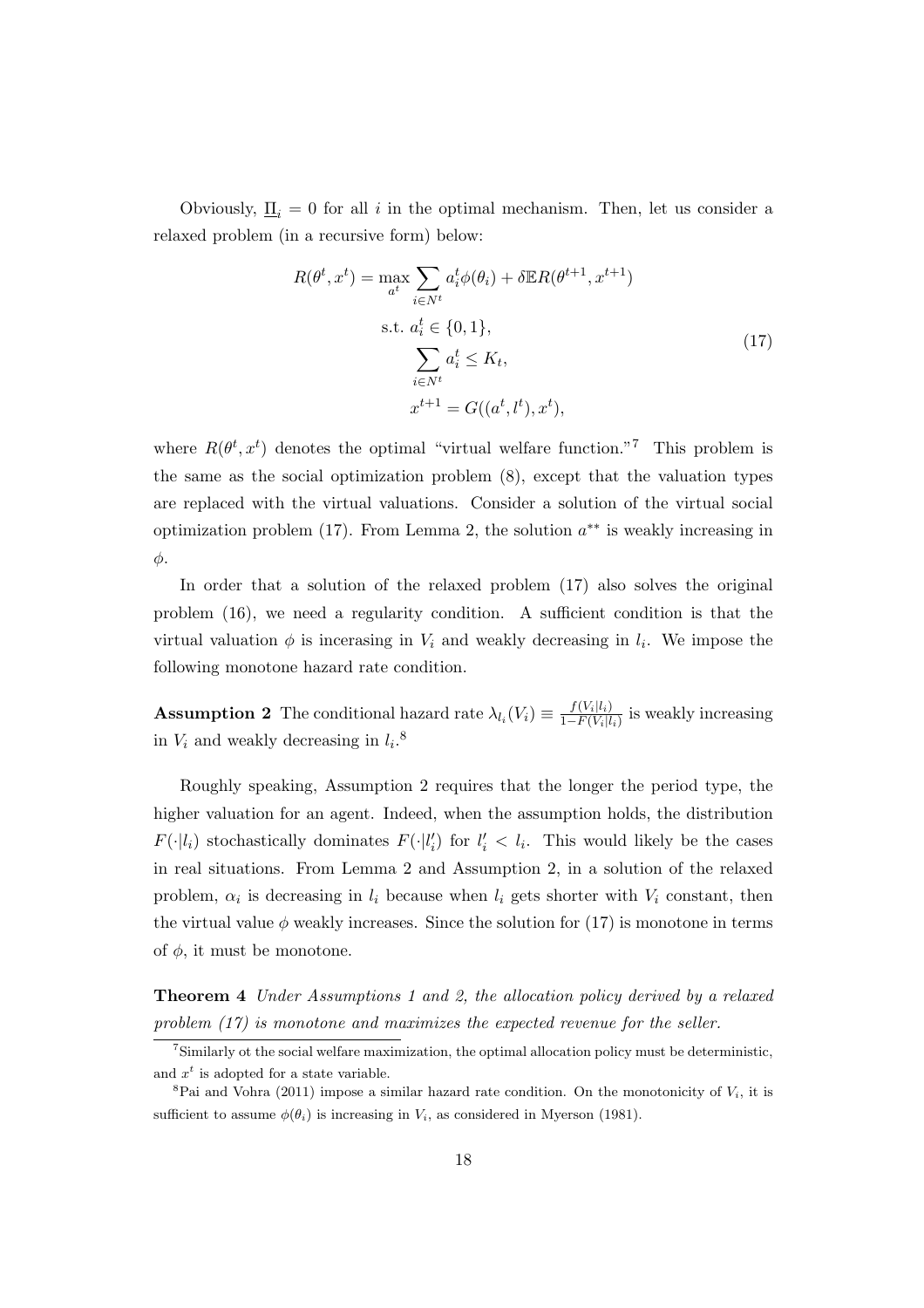Obviously, $\underline{\Pi}_i = 0$ for all $i$ in the optimal mechanism. Then, let us consider a relaxed problem (in a recursive form) below:

$$
\begin{aligned}
R(\theta^t, x^t) = \max_{a^t} & \sum_{i \in N^t} a_i^t \phi(\theta_i) + \delta \mathbb{E} R(\theta^{t+1}, x^{t+1}) \\
\text{s.t. } & a_i^t \in \{0, 1\}, \\
& \sum_{i \in N^t} a_i^t \leq K_t, \\
& x^{t+1} = G((a^t, l^t), x^t),
\end{aligned}
\tag{17}
$$

where $R(\theta^t, x^t)$ denotes the optimal "virtual welfare function."[7] This problem is the same as the social optimization problem (8), except that the valuation types are replaced with the virtual valuations. Consider a solution of the virtual social optimization problem (17). From Lemma 2, the solution $a^{**}$ is weakly increasing in $\phi$.

In order that a solution of the relaxed problem (17) also solves the original problem (16), we need a regularity condition. A sufficient condition is that the virtual valuation $\phi$ is incerasing in $V_i$ and weakly decreasing in $l_i$. We impose the following monotone hazard rate condition.

**Assumption 2** The conditional hazard rate $\lambda_{l_i}(V_i) \equiv \frac{f(V_i|l_i)}{1-F(V_i|l_i)}$ is weakly increasing in $V_i$ and weakly decreasing in $l_i$.[8]

Roughly speaking, Assumption 2 requires that the longer the period type, the higher valuation for an agent. Indeed, when the assumption holds, the distribution $F(\cdot|l_i)$ stochastically dominates $F(\cdot|l_i')$ for $l_i' < l_i$. This would likely be the cases in real situations. From Lemma 2 and Assumption 2, in a solution of the relaxed problem, $\alpha_i$ is decreasing in $l_i$ because when $l_i$ gets shorter with $V_i$ constant, then the virtual value $\phi$ weakly increases. Since the solution for (17) is monotone in terms of $\phi$, it must be monotone.

**Theorem 4** *Under Assumptions 1 and 2, the allocation policy derived by a relaxed problem (17) is monotone and maximizes the expected revenue for the seller.*

---

[7] Similarly ot the social welfare maximization, the optimal allocation policy must be deterministic, and $x^t$ is adopted for a state variable.

[8] Pai and Vohra (2011) impose a similar hazard rate condition. On the monotonicity of $V_i$, it is sufficient to assume $\phi(\theta_i)$ is increasing in $V_i$, as considered in Myerson (1981).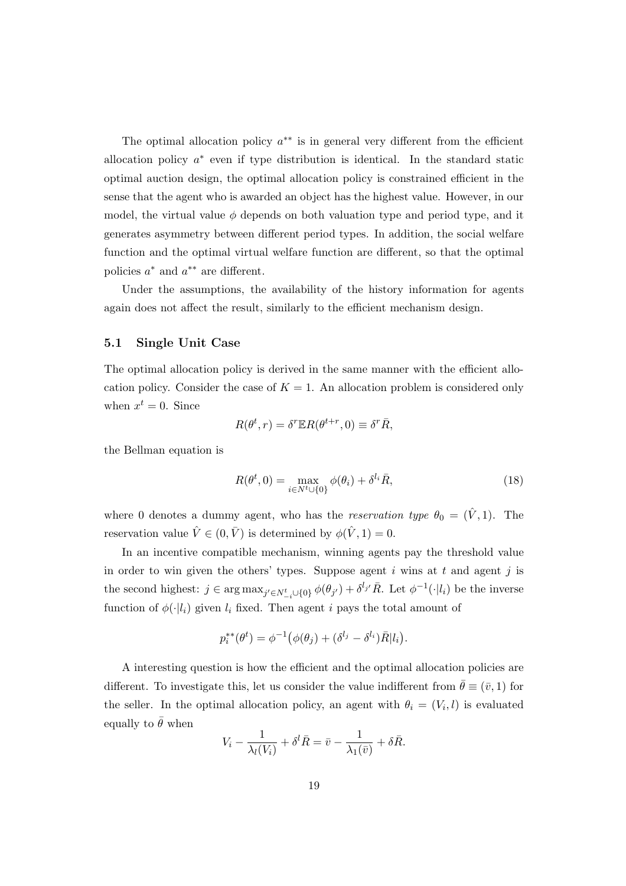The optimal allocation policy $a^{**}$ is in general very different from the efficient allocation policy $a^{*}$ even if type distribution is identical. In the standard static optimal auction design, the optimal allocation policy is constrained efficient in the sense that the agent who is awarded an object has the highest value. However, in our model, the virtual value $\phi$ depends on both valuation type and period type, and it generates asymmetry between different period types. In addition, the social welfare function and the optimal virtual welfare function are different, so that the optimal policies $a^{*}$ and $a^{**}$ are different.

Under the assumptions, the availability of the history information for agents again does not affect the result, similarly to the efficient mechanism design.

### 5.1 Single Unit Case

The optimal allocation policy is derived in the same manner with the efficient allocation policy. Consider the case of $K = 1$. An allocation problem is considered only when $x^t = 0$. Since

$$R(\theta^t, r) = \delta^r \mathbb{E} R(\theta^{t+r}, 0) \equiv \delta^r \bar{R},$$

the Bellman equation is

$$R(\theta^t, 0) = \max_{i \in N^t \cup \{0\}} \phi(\theta_i) + \delta^{l_i} \bar{R}, \tag{18}$$

where 0 denotes a dummy agent, who has the *reservation type* $\theta_0 = (\hat{V}, 1)$. The reservation value $\hat{V} \in (0, \bar{V})$ is determined by $\phi(\hat{V}, 1) = 0$.

In an incentive compatible mechanism, winning agents pay the threshold value in order to win given the others' types. Suppose agent $i$ wins at $t$ and agent $j$ is the second highest: $j \in \arg\max_{j' \in N^t_{-i} \cup \{0\}} \phi(\theta_{j'}) + \delta^{l_{j'}} \bar{R}$. Let $\phi^{-1}(\cdot | l_i)$ be the inverse function of $\phi(\cdot | l_i)$ given $l_i$ fixed. Then agent $i$ pays the total amount of

$$p_i^{**}(\theta^t) = \phi^{-1}\big(\phi(\theta_j) + (\delta^{l_j} - \delta^{l_i})\bar{R} | l_i\big).$$

A interesting question is how the efficient and the optimal allocation policies are different. To investigate this, let us consider the value indifferent from $\bar{\theta} \equiv (\bar{v}, 1)$ for the seller. In the optimal allocation policy, an agent with $\theta_i = (V_i, l)$ is evaluated equally to $\bar{\theta}$ when

$$V_i - \frac{1}{\lambda_l(V_i)} + \delta^l \bar{R} = \bar{v} - \frac{1}{\lambda_1(\bar{v})} + \delta \bar{R}.$$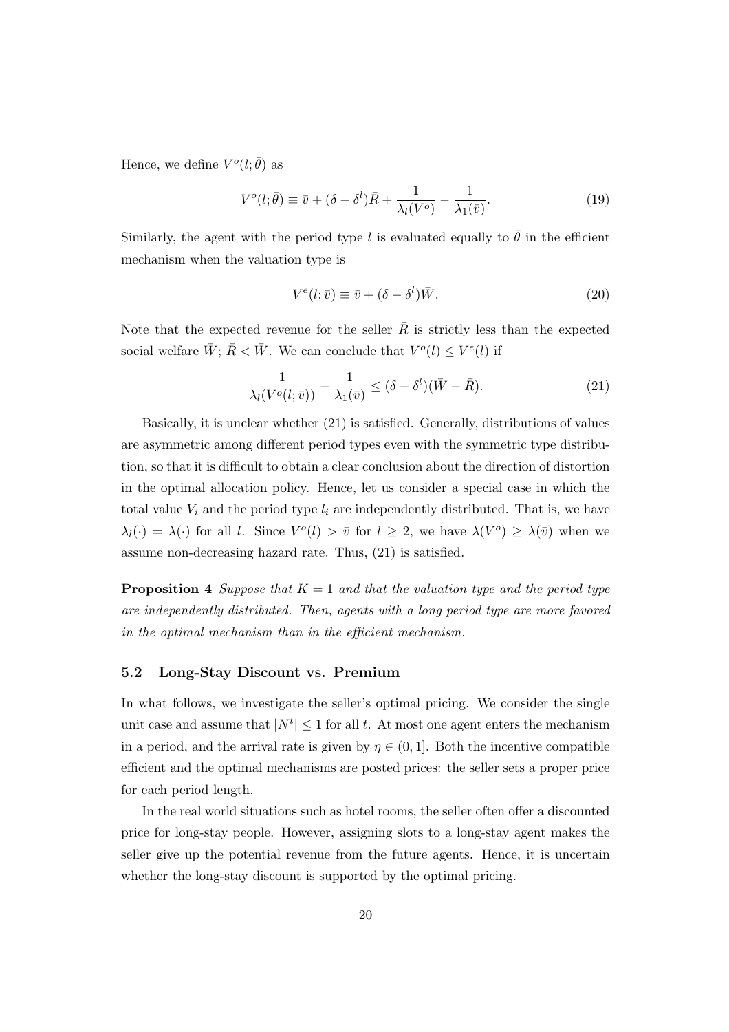Hence, we define $V^o(l;\bar{\theta})$ as

$$V^o(l;\bar{\theta}) \equiv \bar{v} + (\delta - \delta^l)\bar{R} + \frac{1}{\lambda_l(V^o)} - \frac{1}{\lambda_1(\bar{v})}. \tag{19}$$

Similarly, the agent with the period type $l$ is evaluated equally to $\bar{\theta}$ in the efficient mechanism when the valuation type is

$$V^e(l;\bar{v}) \equiv \bar{v} + (\delta - \delta^l)\bar{W}. \tag{20}$$

Note that the expected revenue for the seller $\bar{R}$ is strictly less than the expected social welfare $\bar{W}$; $\bar{R} < \bar{W}$. We can conclude that $V^o(l) \leq V^e(l)$ if

$$\frac{1}{\lambda_l(V^o(l;\bar{v}))} - \frac{1}{\lambda_1(\bar{v})} \leq (\delta - \delta^l)(\bar{W} - \bar{R}). \tag{21}$$

Basically, it is unclear whether (21) is satisfied. Generally, distributions of values are asymmetric among different period types even with the symmetric type distribution, so that it is difficult to obtain a clear conclusion about the direction of distortion in the optimal allocation policy. Hence, let us consider a special case in which the total value $V_i$ and the period type $l_i$ are independently distributed. That is, we have $\lambda_l(\cdot) = \lambda(\cdot)$ for all $l$. Since $V^o(l) > \bar{v}$ for $l \geq 2$, we have $\lambda(V^o) \geq \lambda(\bar{v})$ when we assume non-decreasing hazard rate. Thus, (21) is satisfied.

**Proposition 4** *Suppose that $K = 1$ and that the valuation type and the period type are independently distributed. Then, agents with a long period type are more favored in the optimal mechanism than in the efficient mechanism.*

### 5.2 Long-Stay Discount vs. Premium

In what follows, we investigate the seller's optimal pricing. We consider the single unit case and assume that $|N^t| \leq 1$ for all $t$. At most one agent enters the mechanism in a period, and the arrival rate is given by $\eta \in (0, 1]$. Both the incentive compatible efficient and the optimal mechanisms are posted prices: the seller sets a proper price for each period length.

In the real world situations such as hotel rooms, the seller often offer a discounted price for long-stay people. However, assigning slots to a long-stay agent makes the seller give up the potential revenue from the future agents. Hence, it is uncertain whether the long-stay discount is supported by the optimal pricing.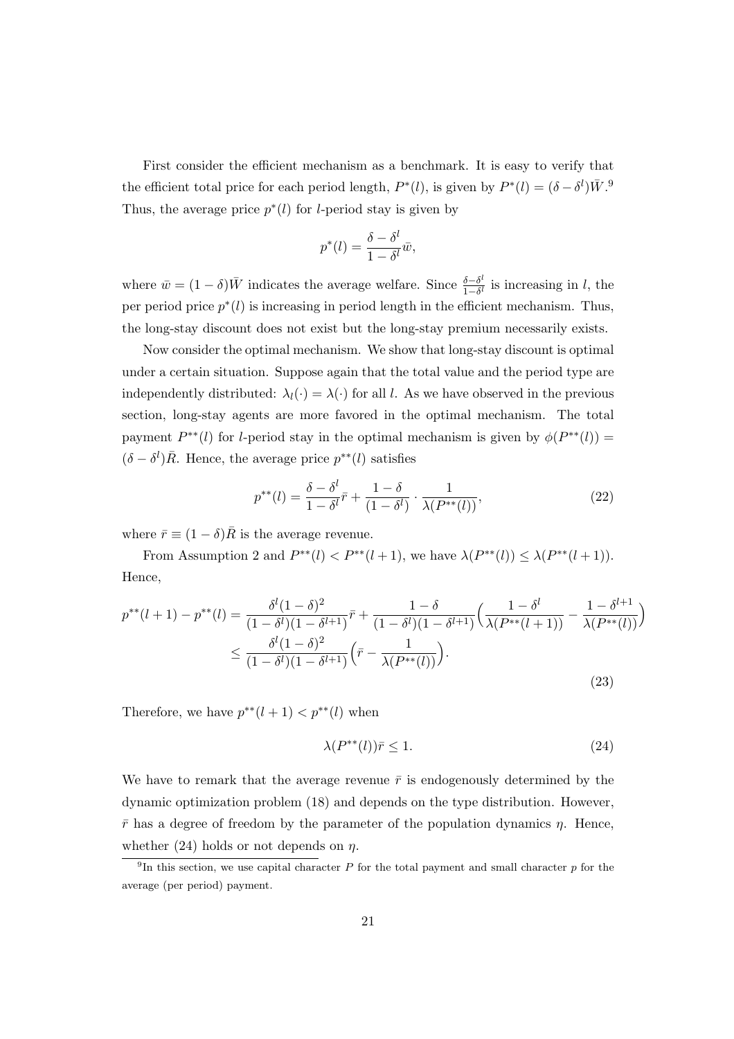First consider the efficient mechanism as a benchmark. It is easy to verify that the efficient total price for each period length, $P^*(l)$, is given by $P^*(l) = (\delta - \delta^l)\bar{W}$.[9] Thus, the average price $p^*(l)$ for $l$-period stay is given by

$$p^*(l) = \frac{\delta - \delta^l}{1 - \delta^l}\bar{w},$$

where $\bar{w} = (1-\delta)\bar{W}$ indicates the average welfare. Since $\frac{\delta-\delta^l}{1-\delta^l}$ is increasing in $l$, the per period price $p^*(l)$ is increasing in period length in the efficient mechanism. Thus, the long-stay discount does not exist but the long-stay premium necessarily exists.

Now consider the optimal mechanism. We show that long-stay discount is optimal under a certain situation. Suppose again that the total value and the period type are independently distributed: $\lambda_l(\cdot) = \lambda(\cdot)$ for all $l$. As we have observed in the previous section, long-stay agents are more favored in the optimal mechanism. The total payment $P^{**}(l)$ for $l$-period stay in the optimal mechanism is given by $\phi(P^{**}(l)) = (\delta - \delta^l)\bar{R}$. Hence, the average price $p^{**}(l)$ satisfies

$$p^{**}(l) = \frac{\delta - \delta^l}{1-\delta^l}\bar{r} + \frac{1-\delta}{(1-\delta^l)} \cdot \frac{1}{\lambda(P^{**}(l))}, \tag{22}$$

where $\bar{r} \equiv (1-\delta)\bar{R}$ is the average revenue.

From Assumption 2 and $P^{**}(l) < P^{**}(l+1)$, we have $\lambda(P^{**}(l)) \leq \lambda(P^{**}(l+1))$. Hence,

$$\begin{aligned}
p^{**}(l+1) - p^{**}(l) &= \frac{\delta^l(1-\delta)^2}{(1-\delta^l)(1-\delta^{l+1})}\bar{r} + \frac{1-\delta}{(1-\delta^l)(1-\delta^{l+1})}\Big(\frac{1-\delta^l}{\lambda(P^{**}(l+1))} - \frac{1-\delta^{l+1}}{\lambda(P^{**}(l))}\Big) \\
&\leq \frac{\delta^l(1-\delta)^2}{(1-\delta^l)(1-\delta^{l+1})}\Big(\bar{r} - \frac{1}{\lambda(P^{**}(l))}\Big).
\end{aligned} \tag{23}$$

Therefore, we have $p^{**}(l+1) < p^{**}(l)$ when

$$\lambda(P^{**}(l))\bar{r} \leq 1. \tag{24}$$

We have to remark that the average revenue $\bar{r}$ is endogenously determined by the dynamic optimization problem (18) and depends on the type distribution. However, $\bar{r}$ has a degree of freedom by the parameter of the population dynamics $\eta$. Hence, whether (24) holds or not depends on $\eta$.

[9] In this section, we use capital character $P$ for the total payment and small character $p$ for the average (per period) payment.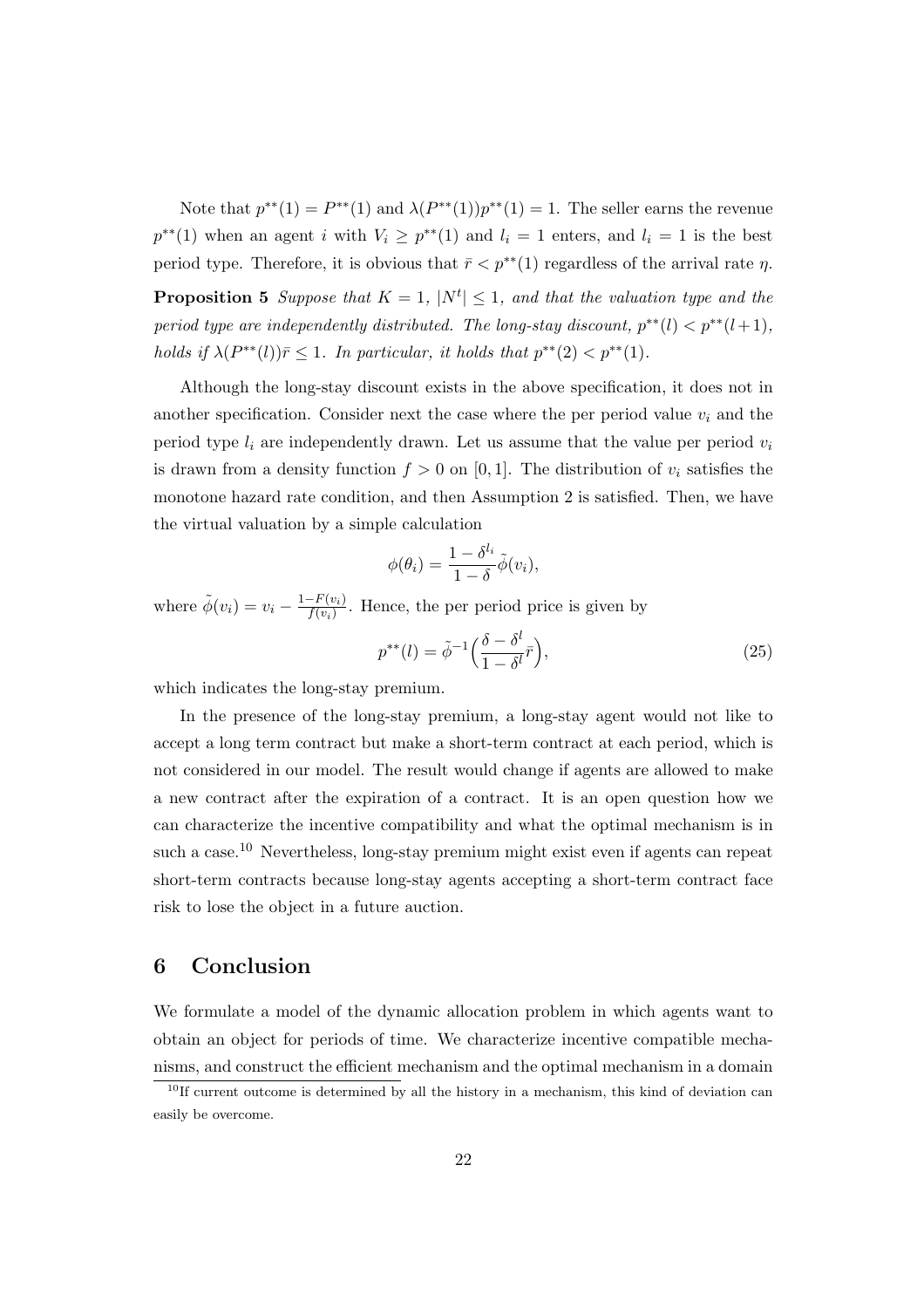Note that $p^{**}(1) = P^{**}(1)$ and $\lambda(P^{**}(1))p^{**}(1) = 1$. The seller earns the revenue $p^{**}(1)$ when an agent $i$ with $V_i \geq p^{**}(1)$ and $l_i = 1$ enters, and $l_i = 1$ is the best period type. Therefore, it is obvious that $\bar{r} < p^{**}(1)$ regardless of the arrival rate $\eta$.

**Proposition 5** *Suppose that $K = 1$, $|N^t| \leq 1$, and that the valuation type and the period type are independently distributed. The long-stay discount, $p^{**}(l) < p^{**}(l+1)$, holds if $\lambda(P^{**}(l))\bar{r} \leq 1$. In particular, it holds that $p^{**}(2) < p^{**}(1)$.*

Although the long-stay discount exists in the above specification, it does not in another specification. Consider next the case where the per period value $v_i$ and the period type $l_i$ are independently drawn. Let us assume that the value per period $v_i$ is drawn from a density function $f > 0$ on $[0, 1]$. The distribution of $v_i$ satisfies the monotone hazard rate condition, and then Assumption 2 is satisfied. Then, we have the virtual valuation by a simple calculation

$$\phi(\theta_i) = \frac{1 - \delta^{l_i}}{1 - \delta} \tilde{\phi}(v_i),$$

where $\tilde{\phi}(v_i) = v_i - \frac{1 - F(v_i)}{f(v_i)}$. Hence, the per period price is given by

$$p^{**}(l) = \tilde{\phi}^{-1}\Big(\frac{\delta - \delta^l}{1 - \delta^l} \bar{r}\Big), \tag{25}$$

which indicates the long-stay premium.

In the presence of the long-stay premium, a long-stay agent would not like to accept a long term contract but make a short-term contract at each period, which is not considered in our model. The result would change if agents are allowed to make a new contract after the expiration of a contract. It is an open question how we can characterize the incentive compatibility and what the optimal mechanism is in such a case.[10] Nevertheless, long-stay premium might exist even if agents can repeat short-term contracts because long-stay agents accepting a short-term contract face risk to lose the object in a future auction.

## 6 Conclusion

We formulate a model of the dynamic allocation problem in which agents want to obtain an object for periods of time. We characterize incentive compatible mechanisms, and construct the efficient mechanism and the optimal mechanism in a domain

[10] If current outcome is determined by all the history in a mechanism, this kind of deviation can easily be overcome.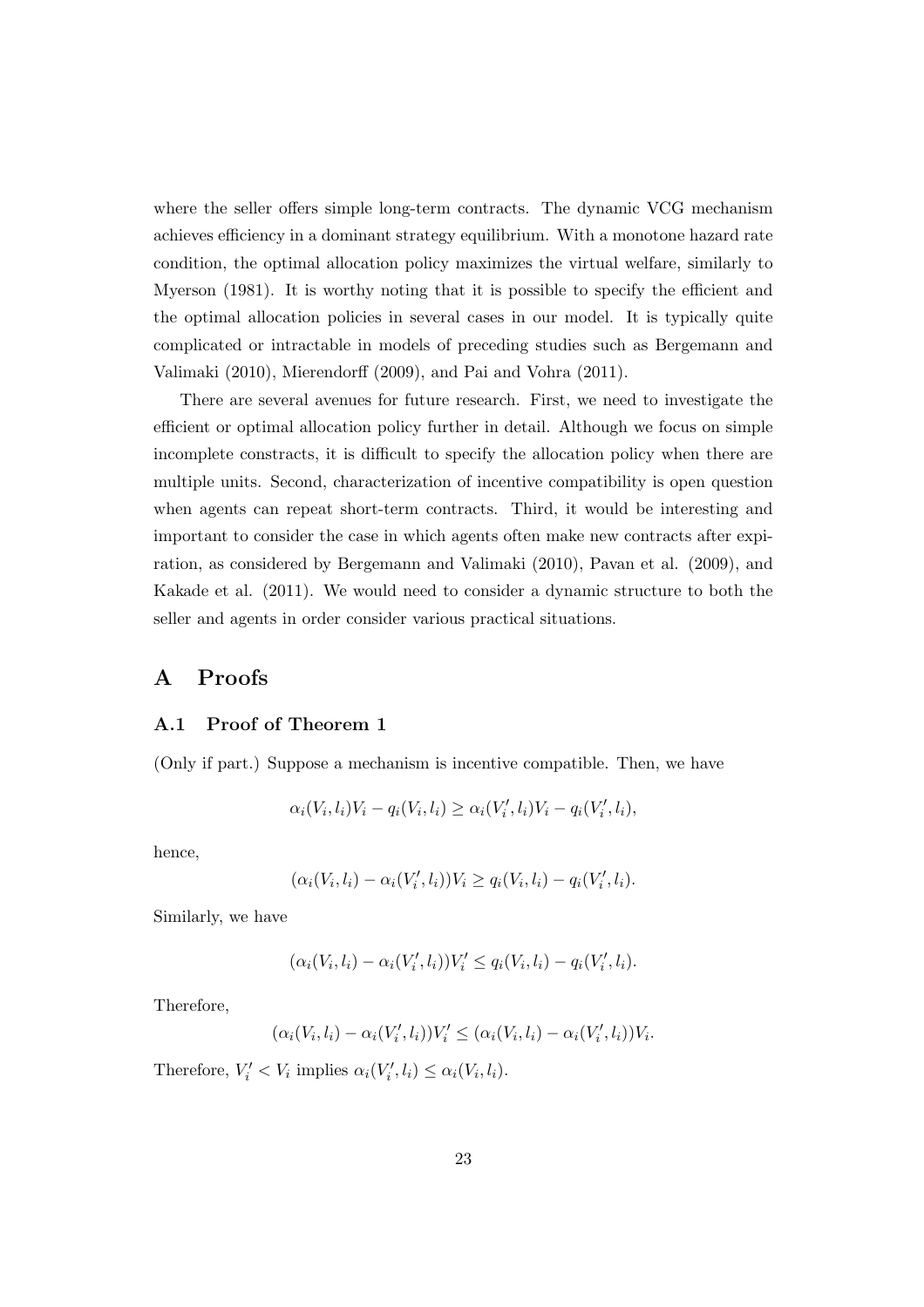where the seller offers simple long-term contracts. The dynamic VCG mechanism achieves efficiency in a dominant strategy equilibrium. With a monotone hazard rate condition, the optimal allocation policy maximizes the virtual welfare, similarly to Myerson (1981). It is worthy noting that it is possible to specify the efficient and the optimal allocation policies in several cases in our model. It is typically quite complicated or intractable in models of preceding studies such as Bergemann and Valimaki (2010), Mierendorff (2009), and Pai and Vohra (2011).

There are several avenues for future research. First, we need to investigate the efficient or optimal allocation policy further in detail. Although we focus on simple incomplete constracts, it is difficult to specify the allocation policy when there are multiple units. Second, characterization of incentive compatibility is open question when agents can repeat short-term contracts. Third, it would be interesting and important to consider the case in which agents often make new contracts after expiration, as considered by Bergemann and Valimaki (2010), Pavan et al. (2009), and Kakade et al. (2011). We would need to consider a dynamic structure to both the seller and agents in order consider various practical situations.

# A Proofs

## A.1 Proof of Theorem 1

(Only if part.) Suppose a mechanism is incentive compatible. Then, we have

$$\alpha_i(V_i, l_i)V_i - q_i(V_i, l_i) \geq \alpha_i(V_i', l_i)V_i - q_i(V_i', l_i),$$

hence,

$$(\alpha_i(V_i, l_i) - \alpha_i(V_i', l_i))V_i \geq q_i(V_i, l_i) - q_i(V_i', l_i).$$

Similarly, we have

$$(\alpha_i(V_i, l_i) - \alpha_i(V_i', l_i))V_i' \leq q_i(V_i, l_i) - q_i(V_i', l_i).$$

Therefore,

$$(\alpha_i(V_i, l_i) - \alpha_i(V_i', l_i))V_i' \leq (\alpha_i(V_i, l_i) - \alpha_i(V_i', l_i))V_i.$$

Therefore, $V_i' < V_i$ implies $\alpha_i(V_i', l_i) \leq \alpha_i(V_i, l_i)$.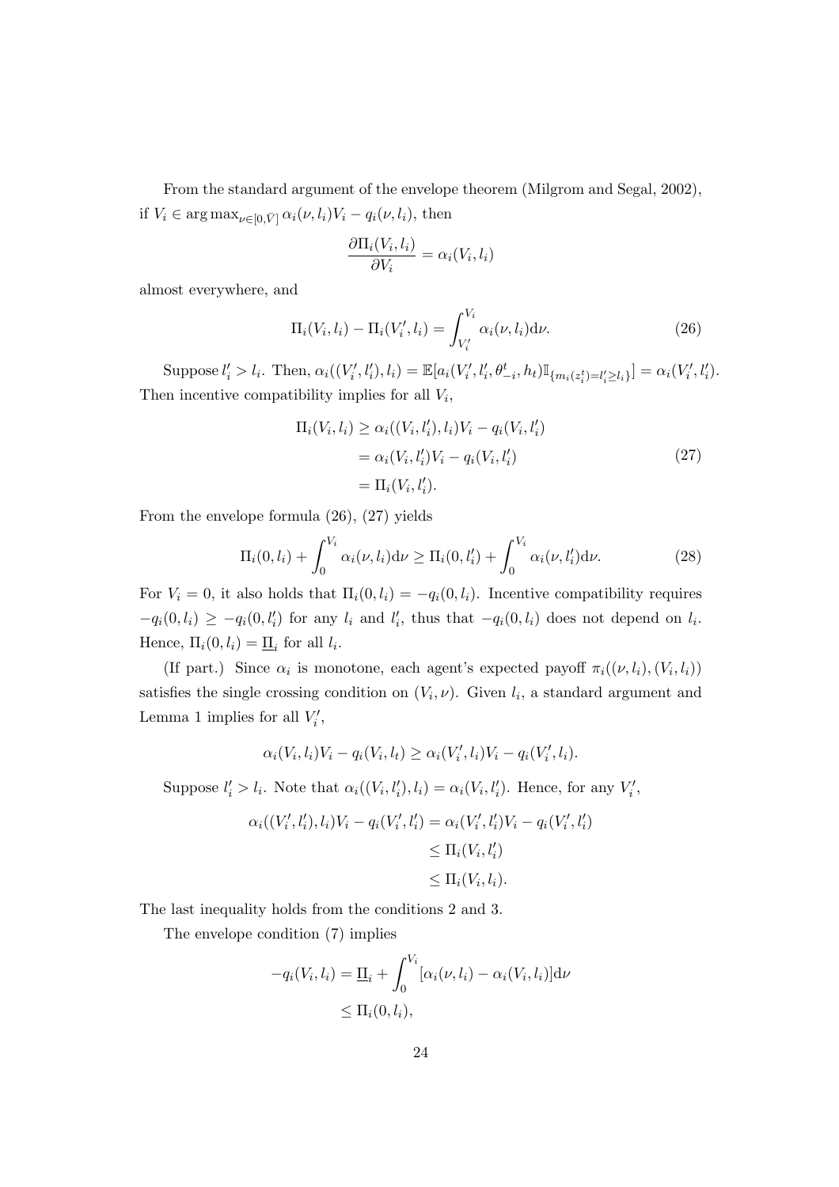From the standard argument of the envelope theorem (Milgrom and Segal, 2002), if $V_i \in \arg\max_{\nu \in [0,\bar{V}]} \alpha_i(\nu, l_i) V_i - q_i(\nu, l_i)$, then

$$\frac{\partial \Pi_i(V_i, l_i)}{\partial V_i} = \alpha_i(V_i, l_i)$$

almost everywhere, and

$$\Pi_i(V_i, l_i) - \Pi_i(V_i', l_i) = \int_{V_i'}^{V_i} \alpha_i(\nu, l_i) \mathrm{d}\nu. \tag{26}$$

Suppose $l_i' > l_i$. Then, $\alpha_i((V_i', l_i'), l_i) = \mathbb{E}[a_i(V_i', l_i', \theta_{-i}^t, h_t) \mathbb{I}_{\{m_i(z_i^t) = l_i' \geq l_i\}}] = \alpha_i(V_i', l_i')$. Then incentive compatibility implies for all $V_i$,

$$\begin{aligned}
\Pi_i(V_i, l_i) &\geq \alpha_i((V_i, l_i'), l_i) V_i - q_i(V_i, l_i') \\
&= \alpha_i(V_i, l_i') V_i - q_i(V_i, l_i') \\
&= \Pi_i(V_i, l_i').
\end{aligned} \tag{27}$$

From the envelope formula (26), (27) yields

$$\Pi_i(0, l_i) + \int_0^{V_i} \alpha_i(\nu, l_i) \mathrm{d}\nu \geq \Pi_i(0, l_i') + \int_0^{V_i} \alpha_i(\nu, l_i') \mathrm{d}\nu. \tag{28}$$

For $V_i = 0$, it also holds that $\Pi_i(0, l_i) = -q_i(0, l_i)$. Incentive compatibility requires $-q_i(0, l_i) \geq -q_i(0, l_i')$ for any $l_i$ and $l_i'$, thus that $-q_i(0, l_i)$ does not depend on $l_i$. Hence, $\Pi_i(0, l_i) = \underline{\Pi}_i$ for all $l_i$.

(If part.) Since $\alpha_i$ is monotone, each agent's expected payoff $\pi_i((\nu, l_i), (V_i, l_i))$ satisfies the single crossing condition on $(V_i, \nu)$. Given $l_i$, a standard argument and Lemma 1 implies for all $V_i'$,

$$\alpha_i(V_i, l_i) V_i - q_i(V_i, l_t) \geq \alpha_i(V_i', l_i) V_i - q_i(V_i', l_i).$$

Suppose $l_i' > l_i$. Note that $\alpha_i((V_i, l_i'), l_i) = \alpha_i(V_i, l_i')$. Hence, for any $V_i'$,

$$\begin{aligned}
\alpha_i((V_i', l_i'), l_i) V_i - q_i(V_i', l_i') &= \alpha_i(V_i', l_i') V_i - q_i(V_i', l_i') \\
&\leq \Pi_i(V_i, l_i') \\
&\leq \Pi_i(V_i, l_i).
\end{aligned}$$

The last inequality holds from the conditions 2 and 3.

The envelope condition (7) implies

$$\begin{aligned}
-q_i(V_i, l_i) &= \underline{\Pi}_i + \int_0^{V_i} [\alpha_i(\nu, l_i) - \alpha_i(V_i, l_i)] \mathrm{d}\nu \\
&\leq \Pi_i(0, l_i),
\end{aligned}$$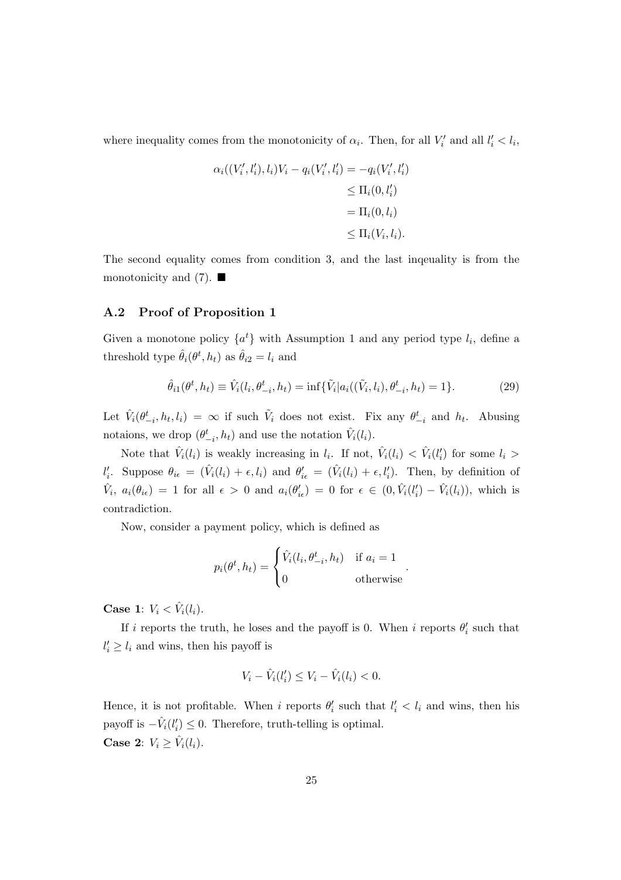where inequality comes from the monotonicity of $\alpha_i$. Then, for all $V_i'$ and all $l_i' < l_i$,

$$
\begin{aligned}
\alpha_i((V_i', l_i'), l_i)V_i - q_i(V_i', l_i') &= -q_i(V_i', l_i') \\
&\leq \Pi_i(0, l_i') \\
&= \Pi_i(0, l_i) \\
&\leq \Pi_i(V_i, l_i).
\end{aligned}
$$

The second equality comes from condition 3, and the last inqeuality is from the monotonicity and (7). ■

### A.2 Proof of Proposition 1

Given a monotone policy $\{a^t\}$ with Assumption 1 and any period type $l_i$, define a threshold type $\hat{\theta}_i(\theta^t, h_t)$ as $\hat{\theta}_{i2} = l_i$ and

$$
\hat{\theta}_{i1}(\theta^t, h_t) \equiv \hat{V}_i(l_i, \theta_{-i}^t, h_t) = \inf\{\tilde{V}_i | a_i((\tilde{V}_i, l_i), \theta_{-i}^t, h_t) = 1\}. \tag{29}
$$

Let $\hat{V}_i(\theta_{-i}^t, h_t, l_i) = \infty$ if such $\tilde{V}_i$ does not exist. Fix any $\theta_{-i}^t$ and $h_t$. Abusing notaions, we drop $(\theta_{-i}^t, h_t)$ and use the notation $\hat{V}_i(l_i)$.

Note that $\hat{V}_i(l_i)$ is weakly increasing in $l_i$. If not, $\hat{V}_i(l_i) < \hat{V}_i(l_i')$ for some $l_i > l_i'$. Suppose $\theta_{i\epsilon} = (\hat{V}_i(l_i) + \epsilon, l_i)$ and $\theta_{i\epsilon}' = (\hat{V}_i(l_i) + \epsilon, l_i')$. Then, by definition of $\hat{V}_i$, $a_i(\theta_{i\epsilon}) = 1$ for all $\epsilon > 0$ and $a_i(\theta_{i\epsilon}') = 0$ for $\epsilon \in (0, \hat{V}_i(l_i') - \hat{V}_i(l_i))$, which is contradiction.

Now, consider a payment policy, which is defined as

$$
p_i(\theta^t, h_t) = \begin{cases} \hat{V}_i(l_i, \theta_{-i}^t, h_t) & \text{if } a_i = 1 \\ 0 & \text{otherwise} \end{cases}.
$$

**Case 1**: $V_i < \hat{V}_i(l_i)$.

If $i$ reports the truth, he loses and the payoff is 0. When $i$ reports $\theta_i'$ such that $l_i' \geq l_i$ and wins, then his payoff is

$$
V_i - \hat{V}_i(l_i') \leq V_i - \hat{V}_i(l_i) < 0.
$$

Hence, it is not profitable. When $i$ reports $\theta_i'$ such that $l_i' < l_i$ and wins, then his payoff is $-\hat{V}_i(l_i') \leq 0$. Therefore, truth-telling is optimal.

**Case 2**: $V_i \geq \hat{V}_i(l_i)$.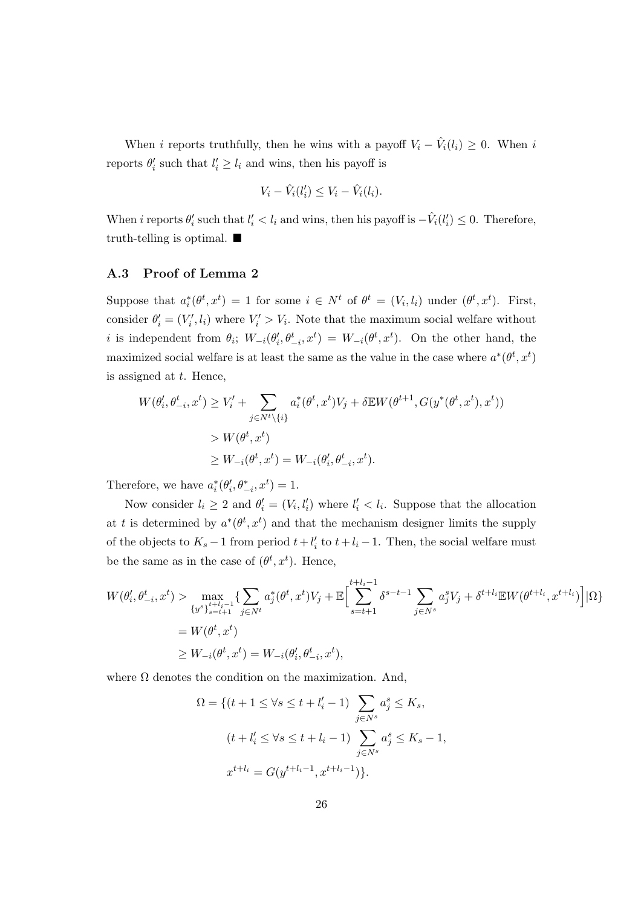When $i$ reports truthfully, then he wins with a payoff $V_i - \hat{V}_i(l_i) \geq 0$. When $i$ reports $\theta'_i$ such that $l'_i \geq l_i$ and wins, then his payoff is

$$V_i - \hat{V}_i(l'_i) \leq V_i - \hat{V}_i(l_i).$$

When $i$ reports $\theta'_i$ such that $l'_i < l_i$ and wins, then his payoff is $-\hat{V}_i(l'_i) \leq 0$. Therefore, truth-telling is optimal. ■

### A.3 Proof of Lemma 2

Suppose that $a^*_i(\theta^t, x^t) = 1$ for some $i \in N^t$ of $\theta^t = (V_i, l_i)$ under $(\theta^t, x^t)$. First, consider $\theta'_i = (V'_i, l_i)$ where $V'_i > V_i$. Note that the maximum social welfare without $i$ is independent from $\theta_i$; $W_{-i}(\theta'_i, \theta^t_{-i}, x^t) = W_{-i}(\theta^t, x^t)$. On the other hand, the maximized social welfare is at least the same as the value in the case where $a^*(\theta^t, x^t)$ is assigned at $t$. Hence,

$$\begin{aligned}
W(\theta'_i, \theta^t_{-i}, x^t) &\geq V'_i + \sum_{j \in N^t \setminus \{i\}} a^*_i(\theta^t, x^t) V_j + \delta \mathbb{E} W(\theta^{t+1}, G(y^*(\theta^t, x^t), x^t)) \\
&> W(\theta^t, x^t) \\
&\geq W_{-i}(\theta^t, x^t) = W_{-i}(\theta'_i, \theta^t_{-i}, x^t).
\end{aligned}$$

Therefore, we have $a^*_i(\theta'_i, \theta^*_{-i}, x^t) = 1$.

Now consider $l_i \geq 2$ and $\theta'_i = (V_i, l'_i)$ where $l'_i < l_i$. Suppose that the allocation at $t$ is determined by $a^*(\theta^t, x^t)$ and that the mechanism designer limits the supply of the objects to $K_s - 1$ from period $t + l'_i$ to $t + l_i - 1$. Then, the social welfare must be the same as in the case of $(\theta^t, x^t)$. Hence,

$$\begin{aligned}
W(\theta'_i, \theta^t_{-i}, x^t) &> \max_{\{y^s\}_{s=t+1}^{t+l_i-1}} \{ \sum_{j \in N^t} a^*_j(\theta^t, x^t) V_j + \mathbb{E}\Big[ \sum_{s=t+1}^{t+l_i-1} \delta^{s-t-1} \sum_{j \in N^s} a^s_j V_j + \delta^{t+l_i} \mathbb{E} W(\theta^{t+l_i}, x^{t+l_i}) \Big] | \Omega \} \\
&= W(\theta^t, x^t) \\
&\geq W_{-i}(\theta^t, x^t) = W_{-i}(\theta'_i, \theta^t_{-i}, x^t),
\end{aligned}$$

where $\Omega$ denotes the condition on the maximization. And,

$$\begin{aligned}
\Omega = \{ &(t+1 \leq \forall s \leq t + l'_i - 1) \ \sum_{j \in N^s} a^s_j \leq K_s, \\
&(t + l'_i \leq \forall s \leq t + l_i - 1) \ \sum_{j \in N^s} a^s_j \leq K_s - 1, \\
&x^{t+l_i} = G(y^{t+l_i-1}, x^{t+l_i-1}) \}.
\end{aligned}$$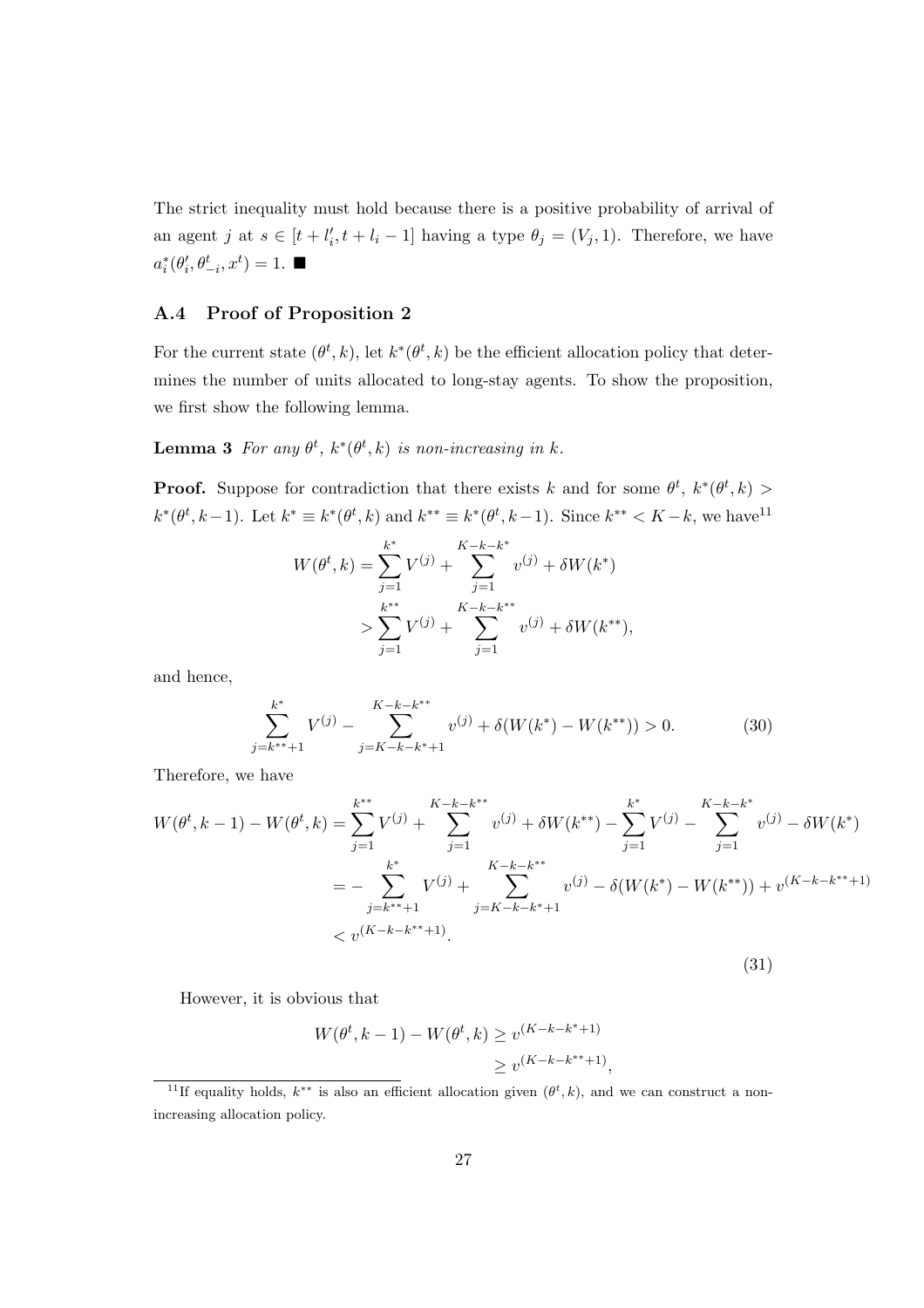The strict inequality must hold because there is a positive probability of arrival of an agent $j$ at $s \in [t + l_i', t + l_i - 1]$ having a type $\theta_j = (V_j, 1)$. Therefore, we have $a_i^*(\theta_i', \theta_{-i}^t, x^t) = 1$. ■

### A.4 Proof of Proposition 2

For the current state $(\theta^t, k)$, let $k^*(\theta^t, k)$ be the efficient allocation policy that determines the number of units allocated to long-stay agents. To show the proposition, we first show the following lemma.

**Lemma 3** *For any $\theta^t$, $k^*(\theta^t, k)$ is non-increasing in $k$.*

**Proof.** Suppose for contradiction that there exists $k$ and for some $\theta^t$, $k^*(\theta^t, k) > k^*(\theta^t, k-1)$. Let $k^* \equiv k^*(\theta^t, k)$ and $k^{**} \equiv k^*(\theta^t, k-1)$. Since $k^{**} < K - k$, we have[11]

$$
\begin{aligned}
W(\theta^t, k) &= \sum_{j=1}^{k^*} V^{(j)} + \sum_{j=1}^{K-k-k^*} v^{(j)} + \delta W(k^*) \\
&> \sum_{j=1}^{k^{**}} V^{(j)} + \sum_{j=1}^{K-k-k^{**}} v^{(j)} + \delta W(k^{**}),
\end{aligned}
$$

and hence,

$$
\sum_{j=k^{**}+1}^{k^*} V^{(j)} - \sum_{j=K-k-k^*+1}^{K-k-k^{**}} v^{(j)} + \delta(W(k^*) - W(k^{**})) > 0. \tag{30}
$$

Therefore, we have

$$
\begin{aligned}
W(\theta^t, k-1) - W(\theta^t, k) &= \sum_{j=1}^{k^{**}} V^{(j)} + \sum_{j=1}^{K-k-k^{**}} v^{(j)} + \delta W(k^{**}) - \sum_{j=1}^{k^*} V^{(j)} - \sum_{j=1}^{K-k-k^*} v^{(j)} - \delta W(k^*) \\
&= -\sum_{j=k^{**}+1}^{k^*} V^{(j)} + \sum_{j=K-k-k^*+1}^{K-k-k^{**}} v^{(j)} - \delta(W(k^*) - W(k^{**})) + v^{(K-k-k^{**}+1)} \\
&< v^{(K-k-k^{**}+1)}.
\end{aligned}
\tag{31}
$$

However, it is obvious that

$$
\begin{aligned}
W(\theta^t, k-1) - W(\theta^t, k) &\geq v^{(K-k-k^*+1)} \\
&\geq v^{(K-k-k^{**}+1)},
\end{aligned}
$$

[11] If equality holds, $k^{**}$ is also an efficient allocation given $(\theta^t, k)$, and we can construct a non-increasing allocation policy.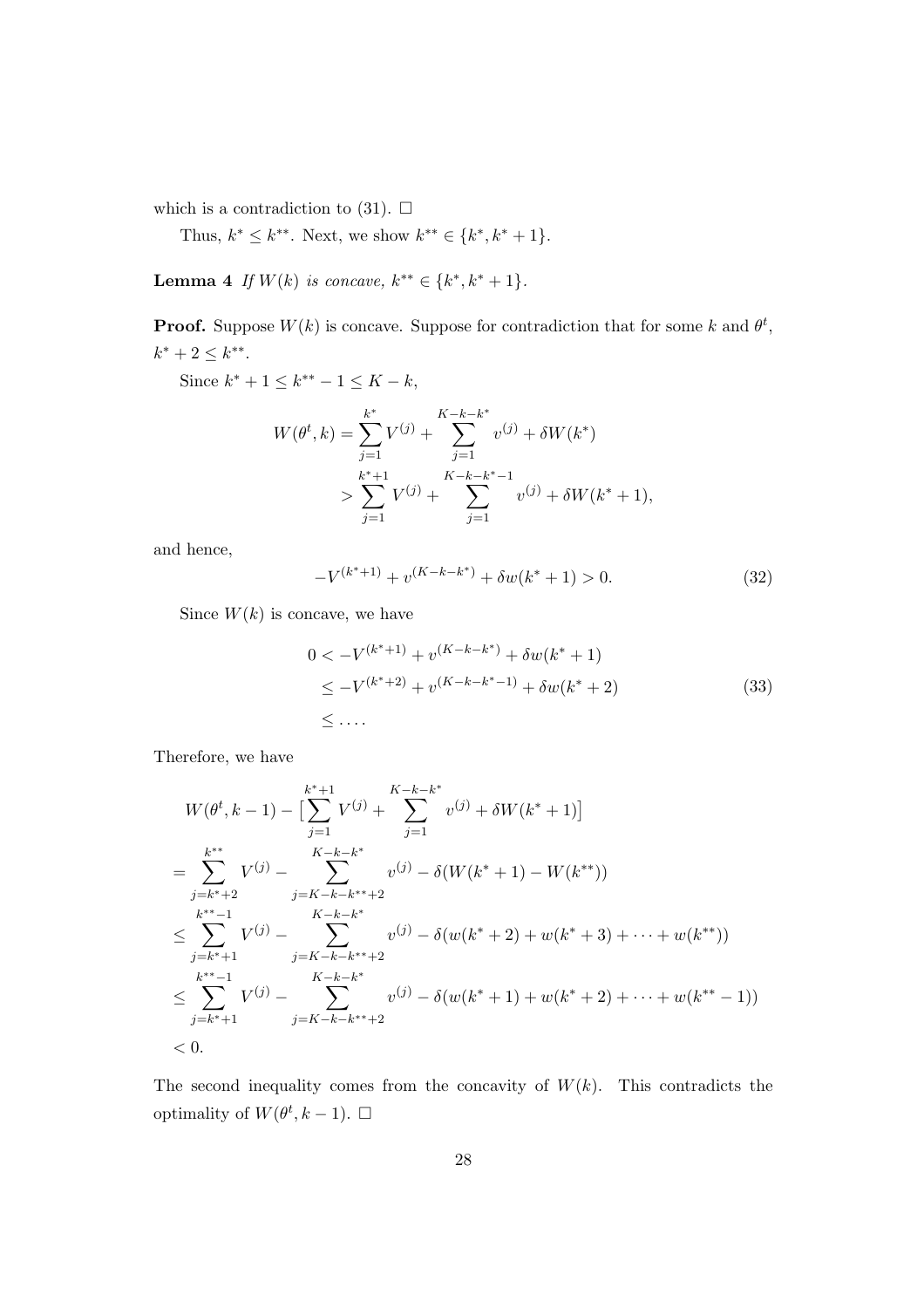which is a contradiction to (31). $\square$

Thus, $k^* \leq k^{**}$. Next, we show $k^{**} \in \{k^*, k^*+1\}$.

**Lemma 4** *If $W(k)$ is concave, $k^{**} \in \{k^*, k^*+1\}$.*

**Proof.** Suppose $W(k)$ is concave. Suppose for contradiction that for some $k$ and $\theta^t$, $k^* + 2 \leq k^{**}$.

Since $k^* + 1 \leq k^{**} - 1 \leq K - k$,

$$
\begin{aligned}
W(\theta^t, k) &= \sum_{j=1}^{k^*} V^{(j)} + \sum_{j=1}^{K-k-k^*} v^{(j)} + \delta W(k^*) \\
&> \sum_{j=1}^{k^*+1} V^{(j)} + \sum_{j=1}^{K-k-k^*-1} v^{(j)} + \delta W(k^*+1),
\end{aligned}
$$

and hence,

$$
-V^{(k^*+1)} + v^{(K-k-k^*)} + \delta w(k^*+1) > 0. \tag{32}
$$

Since $W(k)$ is concave, we have

$$
\begin{aligned}
0 &< -V^{(k^*+1)} + v^{(K-k-k^*)} + \delta w(k^*+1) \\
&\leq -V^{(k^*+2)} + v^{(K-k-k^*-1)} + \delta w(k^*+2) \\
&\leq \ldots .
\end{aligned} \tag{33}
$$

Therefore, we have

$$
\begin{aligned}
& W(\theta^t, k-1) - \Big[\sum_{j=1}^{k^*+1} V^{(j)} + \sum_{j=1}^{K-k-k^*} v^{(j)} + \delta W(k^*+1)\Big] \\
={}& \sum_{j=k^*+2}^{k^{**}} V^{(j)} - \sum_{j=K-k-k^{**}+2}^{K-k-k^*} v^{(j)} - \delta(W(k^*+1) - W(k^{**})) \\
\leq{}& \sum_{j=k^*+1}^{k^{**}-1} V^{(j)} - \sum_{j=K-k-k^{**}+2}^{K-k-k^*} v^{(j)} - \delta(w(k^*+2) + w(k^*+3) + \cdots + w(k^{**})) \\
\leq{}& \sum_{j=k^*+1}^{k^{**}-1} V^{(j)} - \sum_{j=K-k-k^{**}+2}^{K-k-k^*} v^{(j)} - \delta(w(k^*+1) + w(k^*+2) + \cdots + w(k^{**}-1)) \\
<{}& 0.
\end{aligned}
$$

The second inequality comes from the concavity of $W(k)$. This contradicts the optimality of $W(\theta^t, k-1)$. $\square$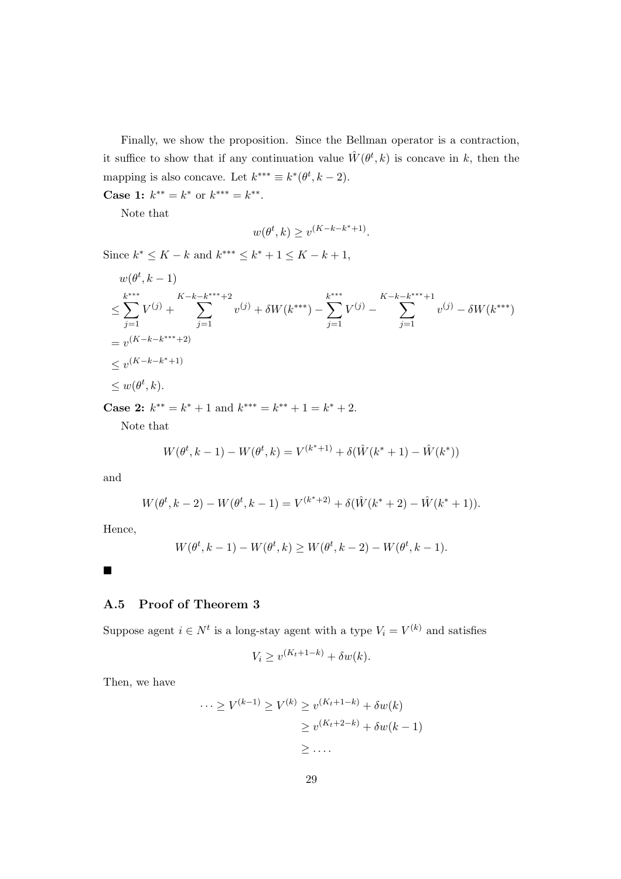Finally, we show the proposition. Since the Bellman operator is a contraction, it suffice to show that if any continuation value $\hat{W}(\theta^t, k)$ is concave in $k$, then the mapping is also concave. Let $k^{***} \equiv k^*(\theta^t, k-2)$.

**Case 1:** $k^{**} = k^*$ or $k^{***} = k^{**}$.

Note that

$$w(\theta^t, k) \geq v^{(K-k-k^*+1)}.$$

Since $k^* \leq K - k$ and $k^{***} \leq k^* + 1 \leq K - k + 1$,

$$\begin{aligned}
& w(\theta^t, k-1) \\
& \leq \sum_{j=1}^{k^{***}} V^{(j)} + \sum_{j=1}^{K-k-k^{***}+2} v^{(j)} + \delta W(k^{***}) - \sum_{j=1}^{k^{***}} V^{(j)} - \sum_{j=1}^{K-k-k^{***}+1} v^{(j)} - \delta W(k^{***}) \\
& = v^{(K-k-k^{***}+2)} \\
& \leq v^{(K-k-k^*+1)} \\
& \leq w(\theta^t, k).
\end{aligned}$$

**Case 2:** $k^{**} = k^* + 1$ and $k^{***} = k^{**} + 1 = k^* + 2$.

Note that

$$W(\theta^t, k-1) - W(\theta^t, k) = V^{(k^*+1)} + \delta(\hat{W}(k^*+1) - \hat{W}(k^*))$$

and

$$W(\theta^t, k-2) - W(\theta^t, k-1) = V^{(k^*+2)} + \delta(\hat{W}(k^*+2) - \hat{W}(k^*+1)).$$

Hence,

$$W(\theta^t, k-1) - W(\theta^t, k) \geq W(\theta^t, k-2) - W(\theta^t, k-1).$$

■

### A.5 Proof of Theorem 3

Suppose agent $i \in N^t$ is a long-stay agent with a type $V_i = V^{(k)}$ and satisfies

$$V_i \geq v^{(K_t+1-k)} + \delta w(k).$$

Then, we have

$$\begin{aligned}
\cdots \geq V^{(k-1)} \geq V^{(k)} & \geq v^{(K_t+1-k)} + \delta w(k) \\
& \geq v^{(K_t+2-k)} + \delta w(k-1) \\
& \geq \ldots.
\end{aligned}$$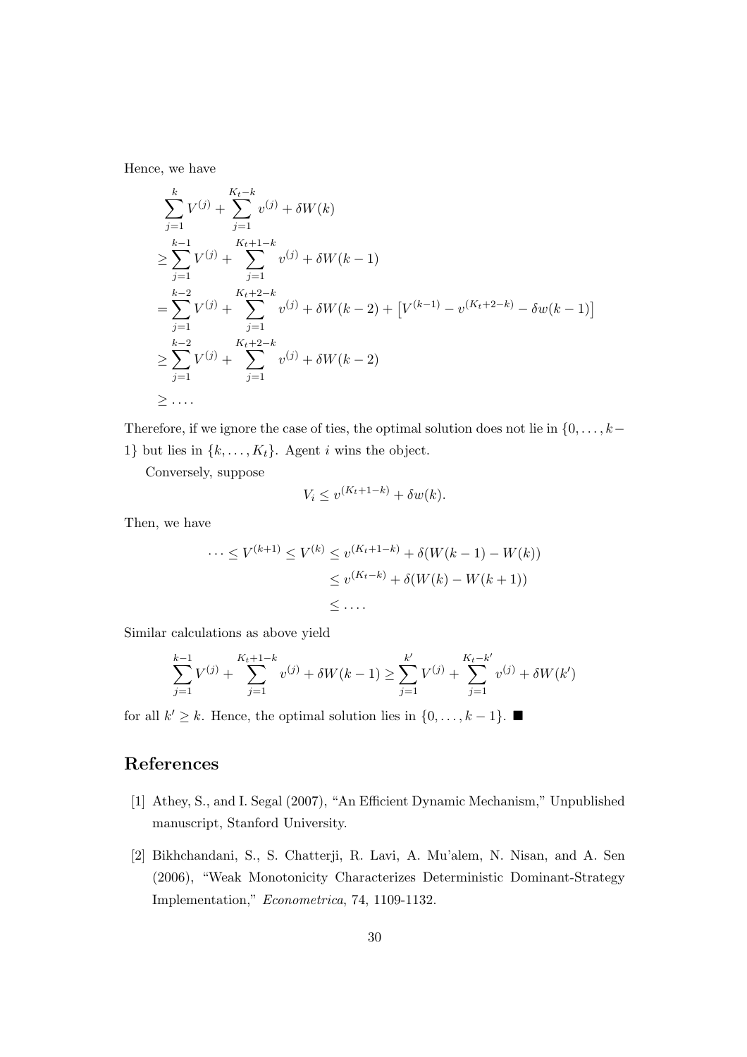Hence, we have

$$
\begin{aligned}
&\sum_{j=1}^{k} V^{(j)} + \sum_{j=1}^{K_t-k} v^{(j)} + \delta W(k) \\
&\geq \sum_{j=1}^{k-1} V^{(j)} + \sum_{j=1}^{K_t+1-k} v^{(j)} + \delta W(k-1) \\
&= \sum_{j=1}^{k-2} V^{(j)} + \sum_{j=1}^{K_t+2-k} v^{(j)} + \delta W(k-2) + \left[V^{(k-1)} - v^{(K_t+2-k)} - \delta w(k-1)\right] \\
&\geq \sum_{j=1}^{k-2} V^{(j)} + \sum_{j=1}^{K_t+2-k} v^{(j)} + \delta W(k-2) \\
&\geq \dots .
\end{aligned}
$$

Therefore, if we ignore the case of ties, the optimal solution does not lie in $\{0, \dots, k-1\}$ but lies in $\{k, \dots, K_t\}$. Agent $i$ wins the object.

Conversely, suppose

$$V_i \leq v^{(K_t+1-k)} + \delta w(k).$$

Then, we have

$$
\begin{aligned}
\dots \leq V^{(k+1)} \leq V^{(k)} &\leq v^{(K_t+1-k)} + \delta(W(k-1) - W(k)) \\
&\leq v^{(K_t-k)} + \delta(W(k) - W(k+1)) \\
&\leq \dots .
\end{aligned}
$$

Similar calculations as above yield

$$\sum_{j=1}^{k-1} V^{(j)} + \sum_{j=1}^{K_t+1-k} v^{(j)} + \delta W(k-1) \geq \sum_{j=1}^{k'} V^{(j)} + \sum_{j=1}^{K_t-k'} v^{(j)} + \delta W(k')$$

for all $k' \geq k$. Hence, the optimal solution lies in $\{0, \dots, k-1\}$. ■

## References

[1] Athey, S., and I. Segal (2007), "An Efficient Dynamic Mechanism," Unpublished manuscript, Stanford University.

[2] Bikhchandani, S., S. Chatterji, R. Lavi, A. Mu'alem, N. Nisan, and A. Sen (2006), "Weak Monotonicity Characterizes Deterministic Dominant-Strategy Implementation," *Econometrica*, 74, 1109-1132.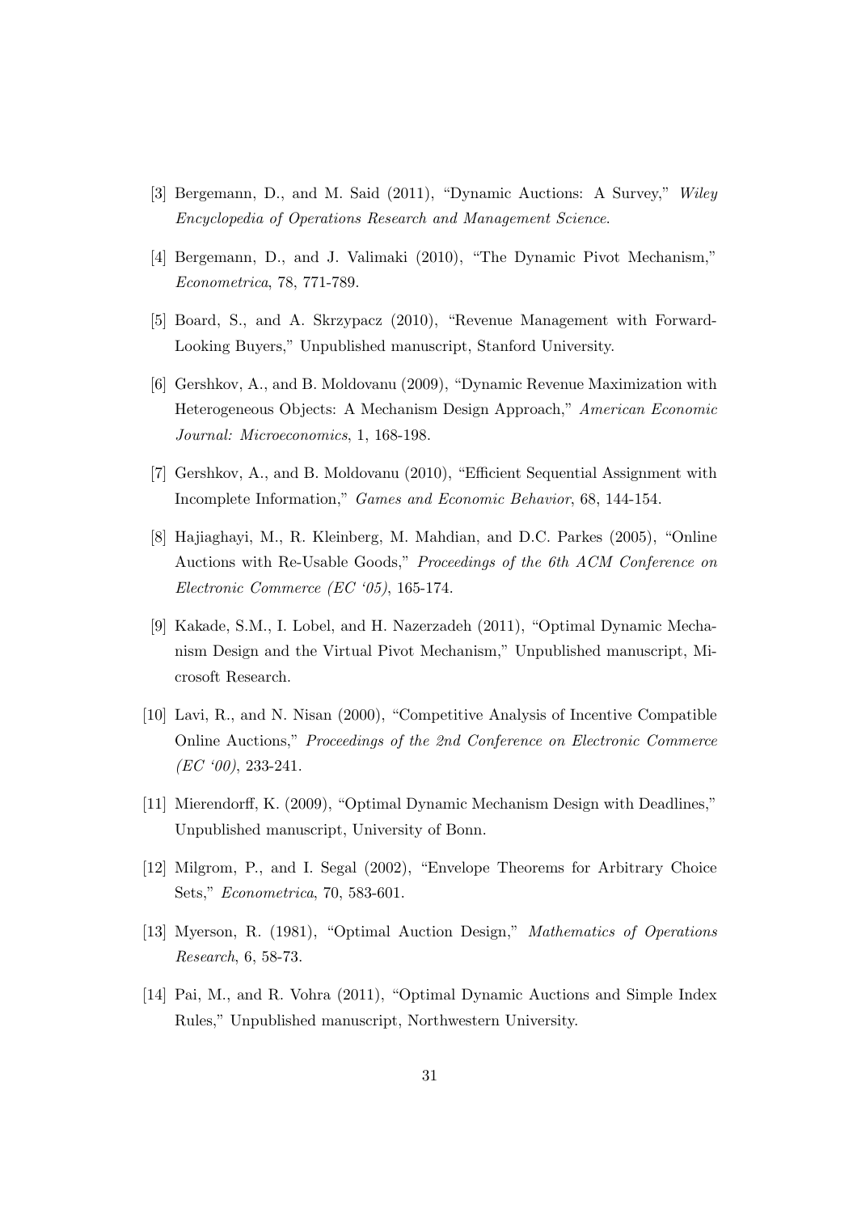[3] Bergemann, D., and M. Said (2011), "Dynamic Auctions: A Survey," *Wiley Encyclopedia of Operations Research and Management Science*.

[4] Bergemann, D., and J. Valimaki (2010), "The Dynamic Pivot Mechanism," *Econometrica*, 78, 771-789.

[5] Board, S., and A. Skrzypacz (2010), "Revenue Management with Forward-Looking Buyers," Unpublished manuscript, Stanford University.

[6] Gershkov, A., and B. Moldovanu (2009), "Dynamic Revenue Maximization with Heterogeneous Objects: A Mechanism Design Approach," *American Economic Journal: Microeconomics*, 1, 168-198.

[7] Gershkov, A., and B. Moldovanu (2010), "Efficient Sequential Assignment with Incomplete Information," *Games and Economic Behavior*, 68, 144-154.

[8] Hajiaghayi, M., R. Kleinberg, M. Mahdian, and D.C. Parkes (2005), "Online Auctions with Re-Usable Goods," *Proceedings of the 6th ACM Conference on Electronic Commerce (EC '05)*, 165-174.

[9] Kakade, S.M., I. Lobel, and H. Nazerzadeh (2011), "Optimal Dynamic Mechanism Design and the Virtual Pivot Mechanism," Unpublished manuscript, Microsoft Research.

[10] Lavi, R., and N. Nisan (2000), "Competitive Analysis of Incentive Compatible Online Auctions," *Proceedings of the 2nd Conference on Electronic Commerce (EC '00)*, 233-241.

[11] Mierendorff, K. (2009), "Optimal Dynamic Mechanism Design with Deadlines," Unpublished manuscript, University of Bonn.

[12] Milgrom, P., and I. Segal (2002), "Envelope Theorems for Arbitrary Choice Sets," *Econometrica*, 70, 583-601.

[13] Myerson, R. (1981), "Optimal Auction Design," *Mathematics of Operations Research*, 6, 58-73.

[14] Pai, M., and R. Vohra (2011), "Optimal Dynamic Auctions and Simple Index Rules," Unpublished manuscript, Northwestern University.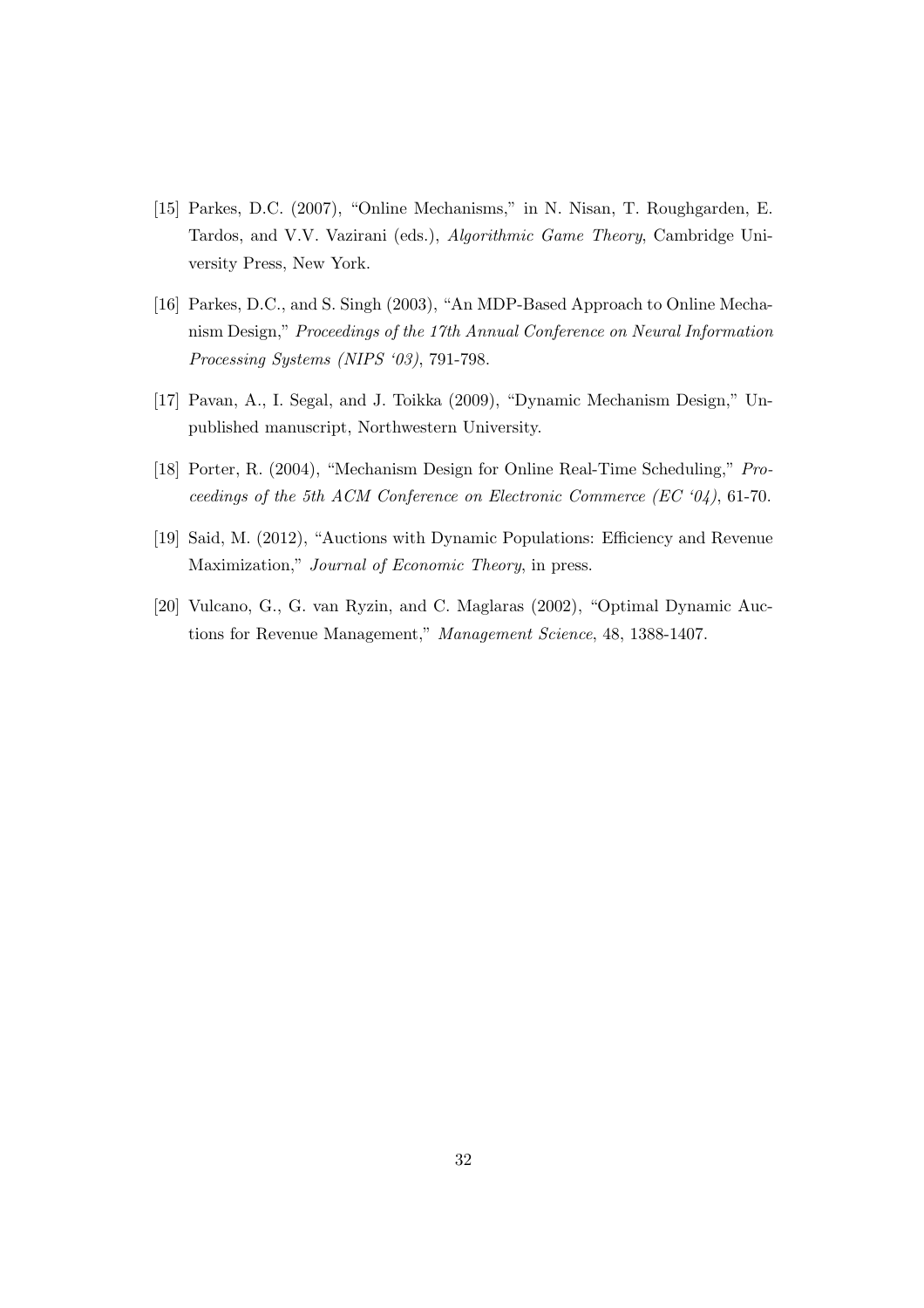[15] Parkes, D.C. (2007), "Online Mechanisms," in N. Nisan, T. Roughgarden, E. Tardos, and V.V. Vazirani (eds.), *Algorithmic Game Theory*, Cambridge University Press, New York.

[16] Parkes, D.C., and S. Singh (2003), "An MDP-Based Approach to Online Mechanism Design," *Proceedings of the 17th Annual Conference on Neural Information Processing Systems (NIPS '03)*, 791-798.

[17] Pavan, A., I. Segal, and J. Toikka (2009), "Dynamic Mechanism Design," Unpublished manuscript, Northwestern University.

[18] Porter, R. (2004), "Mechanism Design for Online Real-Time Scheduling," *Proceedings of the 5th ACM Conference on Electronic Commerce (EC '04)*, 61-70.

[19] Said, M. (2012), "Auctions with Dynamic Populations: Efficiency and Revenue Maximization," *Journal of Economic Theory*, in press.

[20] Vulcano, G., G. van Ryzin, and C. Maglaras (2002), "Optimal Dynamic Auctions for Revenue Management," *Management Science*, 48, 1388-1407.